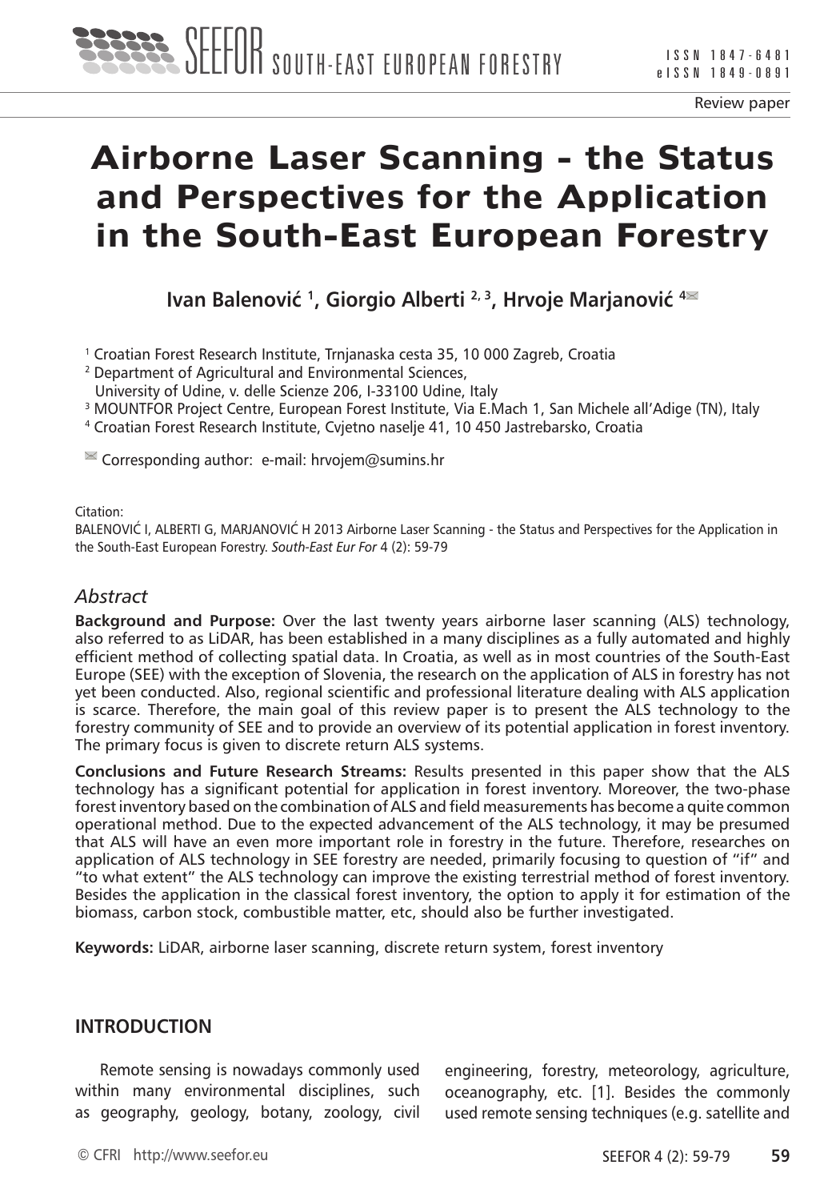Review paper

# Airborne Laser Scanning - the Status and Perspectives for the Application in the South-East European Forestry

**Ivan Balenović [1], Giorgio Alberti [2, 3], Hrvoje Marjanović [4]**

[1] Croatian Forest Research Institute, Trnjanaska cesta 35, 10 000 Zagreb, Croatia
[2] Department of Agricultural and Environmental Sciences, University of Udine, v. delle Scienze 206, I-33100 Udine, Italy
[3] MOUNTFOR Project Centre, European Forest Institute, Via E.Mach 1, San Michele all'Adige (TN), Italy
[4] Croatian Forest Research Institute, Cvjetno naselje 41, 10 450 Jastrebarsko, Croatia

Corresponding author: e-mail: hrvojem@sumins.hr

Citation:
BALENOVIĆ I, ALBERTI G, MARJANOVIĆ H 2013 Airborne Laser Scanning - the Status and Perspectives for the Application in the South-East European Forestry. *South-East Eur For* 4 (2): 59-79

## *Abstract*

**Background and Purpose:** Over the last twenty years airborne laser scanning (ALS) technology, also referred to as LiDAR, has been established in a many disciplines as a fully automated and highly efficient method of collecting spatial data. In Croatia, as well as in most countries of the South-East Europe (SEE) with the exception of Slovenia, the research on the application of ALS in forestry has not yet been conducted. Also, regional scientific and professional literature dealing with ALS application is scarce. Therefore, the main goal of this review paper is to present the ALS technology to the forestry community of SEE and to provide an overview of its potential application in forest inventory. The primary focus is given to discrete return ALS systems.

**Conclusions and Future Research Streams:** Results presented in this paper show that the ALS technology has a significant potential for application in forest inventory. Moreover, the two-phase forest inventory based on the combination of ALS and field measurements has become a quite common operational method. Due to the expected advancement of the ALS technology, it may be presumed that ALS will have an even more important role in forestry in the future. Therefore, researches on application of ALS technology in SEE forestry are needed, primarily focusing to question of "if" and "to what extent" the ALS technology can improve the existing terrestrial method of forest inventory. Besides the application in the classical forest inventory, the option to apply it for estimation of the biomass, carbon stock, combustible matter, etc, should also be further investigated.

**Keywords:** LiDAR, airborne laser scanning, discrete return system, forest inventory

## INTRODUCTION

Remote sensing is nowadays commonly used within many environmental disciplines, such as geography, geology, botany, zoology, civil engineering, forestry, meteorology, agriculture, oceanography, etc. [1]. Besides the commonly used remote sensing techniques (e.g. satellite and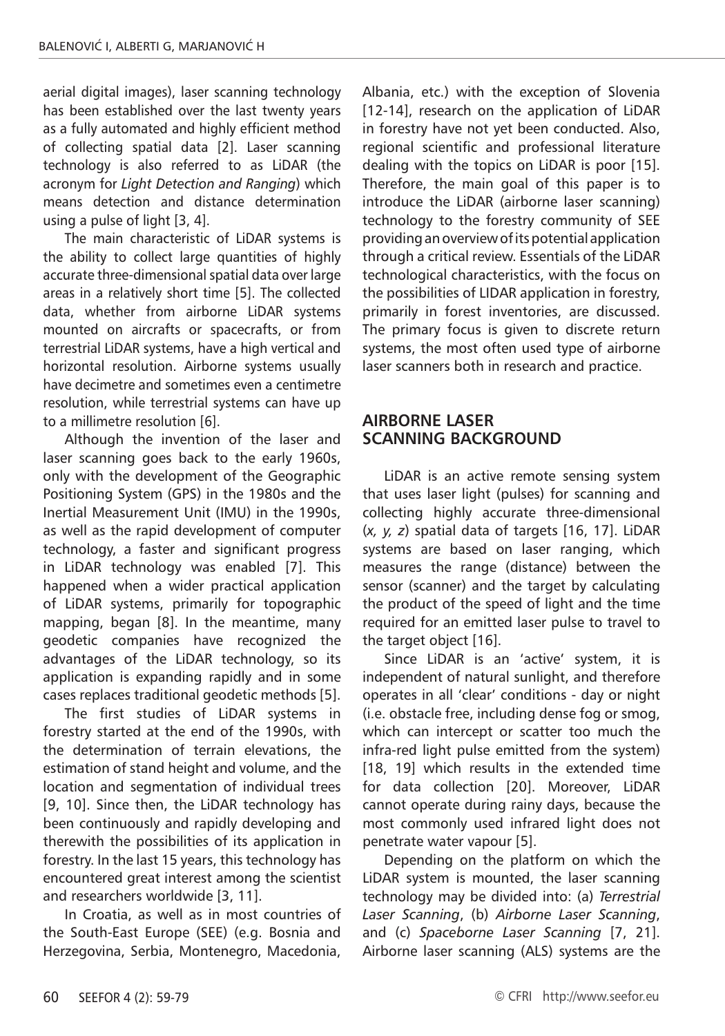aerial digital images), laser scanning technology has been established over the last twenty years as a fully automated and highly efficient method of collecting spatial data [2]. Laser scanning technology is also referred to as LiDAR (the acronym for *Light Detection and Ranging*) which means detection and distance determination using a pulse of light [3, 4].

The main characteristic of LiDAR systems is the ability to collect large quantities of highly accurate three-dimensional spatial data over large areas in a relatively short time [5]. The collected data, whether from airborne LiDAR systems mounted on aircrafts or spacecrafts, or from terrestrial LiDAR systems, have a high vertical and horizontal resolution. Airborne systems usually have decimetre and sometimes even a centimetre resolution, while terrestrial systems can have up to a millimetre resolution [6].

Although the invention of the laser and laser scanning goes back to the early 1960s, only with the development of the Geographic Positioning System (GPS) in the 1980s and the Inertial Measurement Unit (IMU) in the 1990s, as well as the rapid development of computer technology, a faster and significant progress in LiDAR technology was enabled [7]. This happened when a wider practical application of LiDAR systems, primarily for topographic mapping, began [8]. In the meantime, many geodetic companies have recognized the advantages of the LiDAR technology, so its application is expanding rapidly and in some cases replaces traditional geodetic methods [5].

The first studies of LiDAR systems in forestry started at the end of the 1990s, with the determination of terrain elevations, the estimation of stand height and volume, and the location and segmentation of individual trees [9, 10]. Since then, the LiDAR technology has been continuously and rapidly developing and therewith the possibilities of its application in forestry. In the last 15 years, this technology has encountered great interest among the scientist and researchers worldwide [3, 11].

In Croatia, as well as in most countries of the South-East Europe (SEE) (e.g. Bosnia and Herzegovina, Serbia, Montenegro, Macedonia, Albania, etc.) with the exception of Slovenia [12-14], research on the application of LiDAR in forestry have not yet been conducted. Also, regional scientific and professional literature dealing with the topics on LiDAR is poor [15]. Therefore, the main goal of this paper is to introduce the LiDAR (airborne laser scanning) technology to the forestry community of SEE providing an overview of its potential application through a critical review. Essentials of the LiDAR technological characteristics, with the focus on the possibilities of LIDAR application in forestry, primarily in forest inventories, are discussed. The primary focus is given to discrete return systems, the most often used type of airborne laser scanners both in research and practice.

## AIRBORNE LASER SCANNING BACKGROUND

LiDAR is an active remote sensing system that uses laser light (pulses) for scanning and collecting highly accurate three-dimensional (*x, y, z*) spatial data of targets [16, 17]. LiDAR systems are based on laser ranging, which measures the range (distance) between the sensor (scanner) and the target by calculating the product of the speed of light and the time required for an emitted laser pulse to travel to the target object [16].

Since LiDAR is an 'active' system, it is independent of natural sunlight, and therefore operates in all 'clear' conditions - day or night (i.e. obstacle free, including dense fog or smog, which can intercept or scatter too much the infra-red light pulse emitted from the system) [18, 19] which results in the extended time for data collection [20]. Moreover, LiDAR cannot operate during rainy days, because the most commonly used infrared light does not penetrate water vapour [5].

Depending on the platform on which the LiDAR system is mounted, the laser scanning technology may be divided into: (a) *Terrestrial Laser Scanning*, (b) *Airborne Laser Scanning*, and (c) *Spaceborne Laser Scanning* [7, 21]. Airborne laser scanning (ALS) systems are the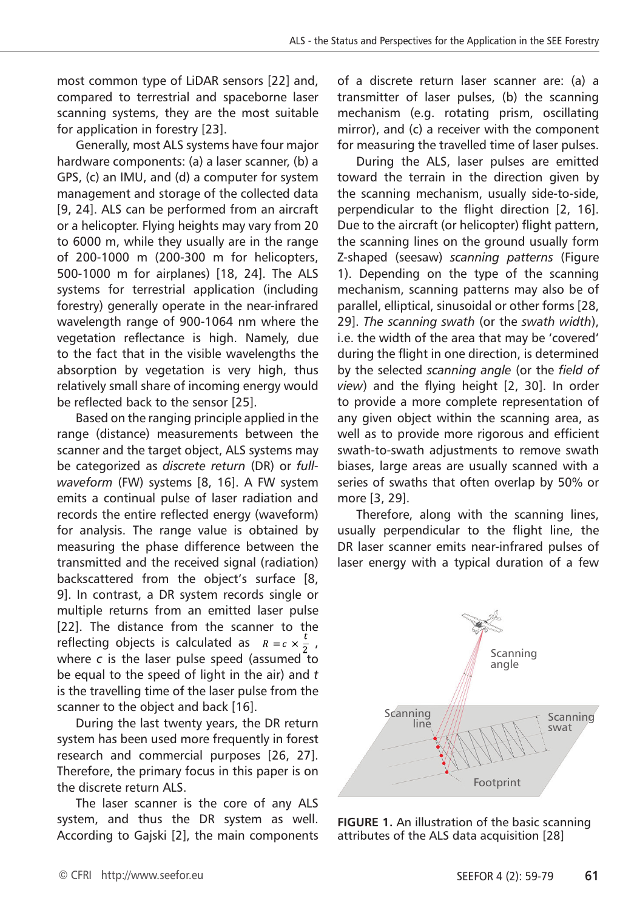most common type of LiDAR sensors [22] and, compared to terrestrial and spaceborne laser scanning systems, they are the most suitable for application in forestry [23].

Generally, most ALS systems have four major hardware components: (a) a laser scanner, (b) a GPS, (c) an IMU, and (d) a computer for system management and storage of the collected data [9, 24]. ALS can be performed from an aircraft or a helicopter. Flying heights may vary from 20 to 6000 m, while they usually are in the range of 200-1000 m (200-300 m for helicopters, 500-1000 m for airplanes) [18, 24]. The ALS systems for terrestrial application (including forestry) generally operate in the near-infrared wavelength range of 900-1064 nm where the vegetation reflectance is high. Namely, due to the fact that in the visible wavelengths the absorption by vegetation is very high, thus relatively small share of incoming energy would be reflected back to the sensor [25].

Based on the ranging principle applied in the range (distance) measurements between the scanner and the target object, ALS systems may be categorized as *discrete return* (DR) or *full-waveform* (FW) systems [8, 16]. A FW system emits a continual pulse of laser radiation and records the entire reflected energy (waveform) for analysis. The range value is obtained by measuring the phase difference between the transmitted and the received signal (radiation) backscattered from the object's surface [8, 9]. In contrast, a DR system records single or multiple returns from an emitted laser pulse [22]. The distance from the scanner to the reflecting objects is calculated as $R = c \times \frac{t}{2}$, where $c$ is the laser pulse speed (assumed to be equal to the speed of light in the air) and $t$ is the travelling time of the laser pulse from the scanner to the object and back [16].

During the last twenty years, the DR return system has been used more frequently in forest research and commercial purposes [26, 27]. Therefore, the primary focus in this paper is on the discrete return ALS.

The laser scanner is the core of any ALS system, and thus the DR system as well. According to Gajski [2], the main components of a discrete return laser scanner are: (a) a transmitter of laser pulses, (b) the scanning mechanism (e.g. rotating prism, oscillating mirror), and (c) a receiver with the component for measuring the travelled time of laser pulses.

During the ALS, laser pulses are emitted toward the terrain in the direction given by the scanning mechanism, usually side-to-side, perpendicular to the flight direction [2, 16]. Due to the aircraft (or helicopter) flight pattern, the scanning lines on the ground usually form Z-shaped (seesaw) *scanning patterns* (Figure 1). Depending on the type of the scanning mechanism, scanning patterns may also be of parallel, elliptical, sinusoidal or other forms [28, 29]. *The scanning swath* (or the *swath width*), i.e. the width of the area that may be 'covered' during the flight in one direction, is determined by the selected *scanning angle* (or the *field of view*) and the flying height [2, 30]. In order to provide a more complete representation of any given object within the scanning area, as well as to provide more rigorous and efficient swath-to-swath adjustments to remove swath biases, large areas are usually scanned with a series of swaths that often overlap by 50% or more [3, 29].

Therefore, along with the scanning lines, usually perpendicular to the flight line, the DR laser scanner emits near-infrared pulses of laser energy with a typical duration of a few

**FIGURE 1.** An illustration of the basic scanning attributes of the ALS data acquisition [28]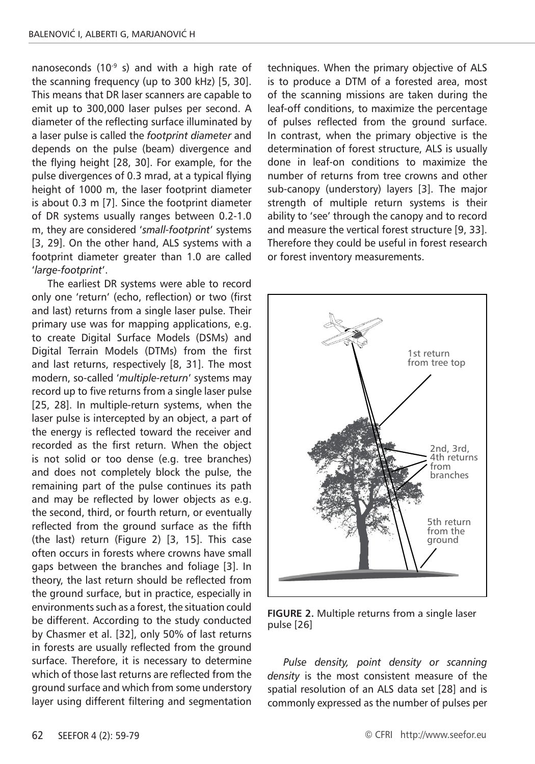nanoseconds ($10^{-9}$ s) and with a high rate of the scanning frequency (up to 300 kHz) [5, 30]. This means that DR laser scanners are capable to emit up to 300,000 laser pulses per second. A diameter of the reflecting surface illuminated by a laser pulse is called the *footprint diameter* and depends on the pulse (beam) divergence and the flying height [28, 30]. For example, for the pulse divergences of 0.3 mrad, at a typical flying height of 1000 m, the laser footprint diameter is about 0.3 m [7]. Since the footprint diameter of DR systems usually ranges between 0.2-1.0 m, they are considered '*small-footprint*' systems [3, 29]. On the other hand, ALS systems with a footprint diameter greater than 1.0 are called '*large-footprint*'.

The earliest DR systems were able to record only one 'return' (echo, reflection) or two (first and last) returns from a single laser pulse. Their primary use was for mapping applications, e.g. to create Digital Surface Models (DSMs) and Digital Terrain Models (DTMs) from the first and last returns, respectively [8, 31]. The most modern, so-called '*multiple-return*' systems may record up to five returns from a single laser pulse [25, 28]. In multiple-return systems, when the laser pulse is intercepted by an object, a part of the energy is reflected toward the receiver and recorded as the first return. When the object is not solid or too dense (e.g. tree branches) and does not completely block the pulse, the remaining part of the pulse continues its path and may be reflected by lower objects as e.g. the second, third, or fourth return, or eventually reflected from the ground surface as the fifth (the last) return (Figure 2) [3, 15]. This case often occurs in forests where crowns have small gaps between the branches and foliage [3]. In theory, the last return should be reflected from the ground surface, but in practice, especially in environments such as a forest, the situation could be different. According to the study conducted by Chasmer et al. [32], only 50% of last returns in forests are usually reflected from the ground surface. Therefore, it is necessary to determine which of those last returns are reflected from the ground surface and which from some understory layer using different filtering and segmentation techniques. When the primary objective of ALS is to produce a DTM of a forested area, most of the scanning missions are taken during the leaf-off conditions, to maximize the percentage of pulses reflected from the ground surface. In contrast, when the primary objective is the determination of forest structure, ALS is usually done in leaf-on conditions to maximize the number of returns from tree crowns and other sub-canopy (understory) layers [3]. The major strength of multiple return systems is their ability to 'see' through the canopy and to record and measure the vertical forest structure [9, 33]. Therefore they could be useful in forest research or forest inventory measurements.

**FIGURE 2.** Multiple returns from a single laser pulse [26]

*Pulse density, point density or scanning density* is the most consistent measure of the spatial resolution of an ALS data set [28] and is commonly expressed as the number of pulses per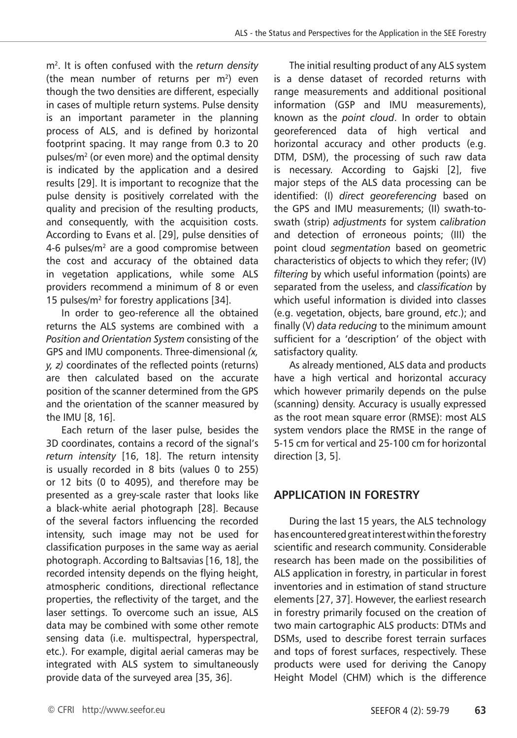m$^2$. It is often confused with the *return density* (the mean number of returns per m$^2$) even though the two densities are different, especially in cases of multiple return systems. Pulse density is an important parameter in the planning process of ALS, and is defined by horizontal footprint spacing. It may range from 0.3 to 20 pulses/m$^2$ (or even more) and the optimal density is indicated by the application and a desired results [29]. It is important to recognize that the pulse density is positively correlated with the quality and precision of the resulting products, and consequently, with the acquisition costs. According to Evans et al. [29], pulse densities of 4-6 pulses/m$^2$ are a good compromise between the cost and accuracy of the obtained data in vegetation applications, while some ALS providers recommend a minimum of 8 or even 15 pulses/m$^2$ for forestry applications [34].

In order to geo-reference all the obtained returns the ALS systems are combined with a *Position and Orientation System* consisting of the GPS and IMU components. Three-dimensional *(x, y, z)* coordinates of the reflected points (returns) are then calculated based on the accurate position of the scanner determined from the GPS and the orientation of the scanner measured by the IMU [8, 16].

Each return of the laser pulse, besides the 3D coordinates, contains a record of the signal's *return intensity* [16, 18]. The return intensity is usually recorded in 8 bits (values 0 to 255) or 12 bits (0 to 4095), and therefore may be presented as a grey-scale raster that looks like a black-white aerial photograph [28]. Because of the several factors influencing the recorded intensity, such image may not be used for classification purposes in the same way as aerial photograph. According to Baltsavias [16, 18], the recorded intensity depends on the flying height, atmospheric conditions, directional reflectance properties, the reflectivity of the target, and the laser settings. To overcome such an issue, ALS data may be combined with some other remote sensing data (i.e. multispectral, hyperspectral, etc.). For example, digital aerial cameras may be integrated with ALS system to simultaneously provide data of the surveyed area [35, 36].

The initial resulting product of any ALS system is a dense dataset of recorded returns with range measurements and additional positional information (GSP and IMU measurements), known as the *point cloud*. In order to obtain georeferenced data of high vertical and horizontal accuracy and other products (e.g. DTM, DSM), the processing of such raw data is necessary. According to Gajski [2], five major steps of the ALS data processing can be identified: (I) *direct georeferencing* based on the GPS and IMU measurements; (II) swath-to-swath (strip) *adjustments* for system *calibration* and detection of erroneous points; (III) the point cloud *segmentation* based on geometric characteristics of objects to which they refer; (IV) *filtering* by which useful information (points) are separated from the useless, and *classification* by which useful information is divided into classes (e.g. vegetation, objects, bare ground, *etc*.); and finally (V) *data reducing* to the minimum amount sufficient for a 'description' of the object with satisfactory quality.

As already mentioned, ALS data and products have a high vertical and horizontal accuracy which however primarily depends on the pulse (scanning) density. Accuracy is usually expressed as the root mean square error (RMSE): most ALS system vendors place the RMSE in the range of 5-15 cm for vertical and 25-100 cm for horizontal direction [3, 5].

## APPLICATION IN FORESTRY

During the last 15 years, the ALS technology has encountered great interest within the forestry scientific and research community. Considerable research has been made on the possibilities of ALS application in forestry, in particular in forest inventories and in estimation of stand structure elements [27, 37]. However, the earliest research in forestry primarily focused on the creation of two main cartographic ALS products: DTMs and DSMs, used to describe forest terrain surfaces and tops of forest surfaces, respectively. These products were used for deriving the Canopy Height Model (CHM) which is the difference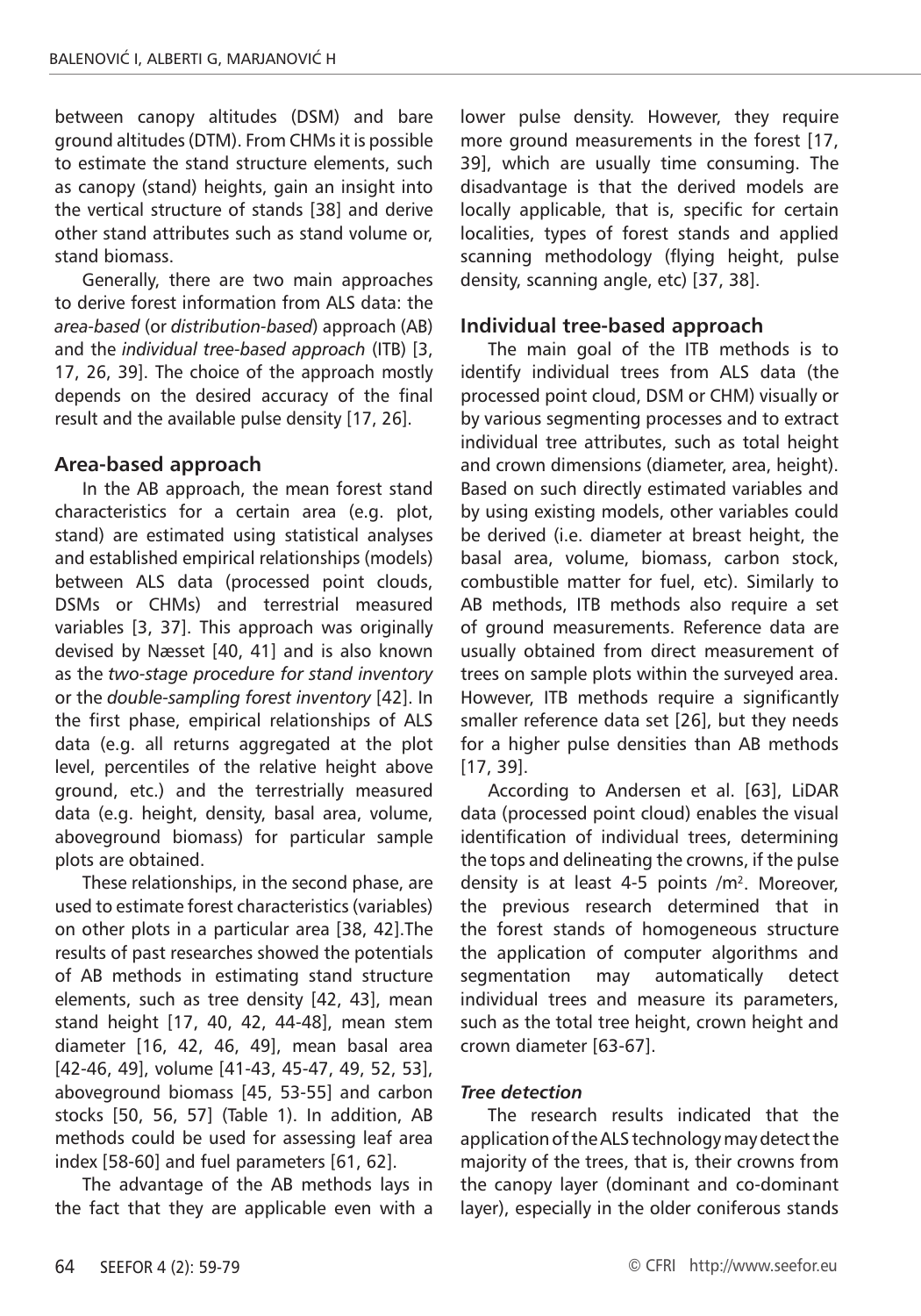between canopy altitudes (DSM) and bare ground altitudes (DTM). From CHMs it is possible to estimate the stand structure elements, such as canopy (stand) heights, gain an insight into the vertical structure of stands [38] and derive other stand attributes such as stand volume or, stand biomass.

Generally, there are two main approaches to derive forest information from ALS data: the *area-based* (or *distribution-based*) approach (AB) and the *individual tree-based approach* (ITB) [3, 17, 26, 39]. The choice of the approach mostly depends on the desired accuracy of the final result and the available pulse density [17, 26].

## Area-based approach

In the AB approach, the mean forest stand characteristics for a certain area (e.g. plot, stand) are estimated using statistical analyses and established empirical relationships (models) between ALS data (processed point clouds, DSMs or CHMs) and terrestrial measured variables [3, 37]. This approach was originally devised by Næsset [40, 41] and is also known as the *two-stage procedure for stand inventory* or the *double-sampling forest inventory* [42]. In the first phase, empirical relationships of ALS data (e.g. all returns aggregated at the plot level, percentiles of the relative height above ground, etc.) and the terrestrially measured data (e.g. height, density, basal area, volume, aboveground biomass) for particular sample plots are obtained.

These relationships, in the second phase, are used to estimate forest characteristics (variables) on other plots in a particular area [38, 42].The results of past researches showed the potentials of AB methods in estimating stand structure elements, such as tree density [42, 43], mean stand height [17, 40, 42, 44-48], mean stem diameter [16, 42, 46, 49], mean basal area [42-46, 49], volume [41-43, 45-47, 49, 52, 53], aboveground biomass [45, 53-55] and carbon stocks [50, 56, 57] (Table 1). In addition, AB methods could be used for assessing leaf area index [58-60] and fuel parameters [61, 62].

The advantage of the AB methods lays in the fact that they are applicable even with a lower pulse density. However, they require more ground measurements in the forest [17, 39], which are usually time consuming. The disadvantage is that the derived models are locally applicable, that is, specific for certain localities, types of forest stands and applied scanning methodology (flying height, pulse density, scanning angle, etc) [37, 38].

## Individual tree-based approach

The main goal of the ITB methods is to identify individual trees from ALS data (the processed point cloud, DSM or CHM) visually or by various segmenting processes and to extract individual tree attributes, such as total height and crown dimensions (diameter, area, height). Based on such directly estimated variables and by using existing models, other variables could be derived (i.e. diameter at breast height, the basal area, volume, biomass, carbon stock, combustible matter for fuel, etc). Similarly to AB methods, ITB methods also require a set of ground measurements. Reference data are usually obtained from direct measurement of trees on sample plots within the surveyed area. However, ITB methods require a significantly smaller reference data set [26], but they needs for a higher pulse densities than AB methods [17, 39].

According to Andersen et al. [63], LiDAR data (processed point cloud) enables the visual identification of individual trees, determining the tops and delineating the crowns, if the pulse density is at least 4-5 points /m$^2$. Moreover, the previous research determined that in the forest stands of homogeneous structure the application of computer algorithms and segmentation may automatically detect individual trees and measure its parameters, such as the total tree height, crown height and crown diameter [63-67].

### *Tree detection*

The research results indicated that the application of the ALS technology may detect the majority of the trees, that is, their crowns from the canopy layer (dominant and co-dominant layer), especially in the older coniferous stands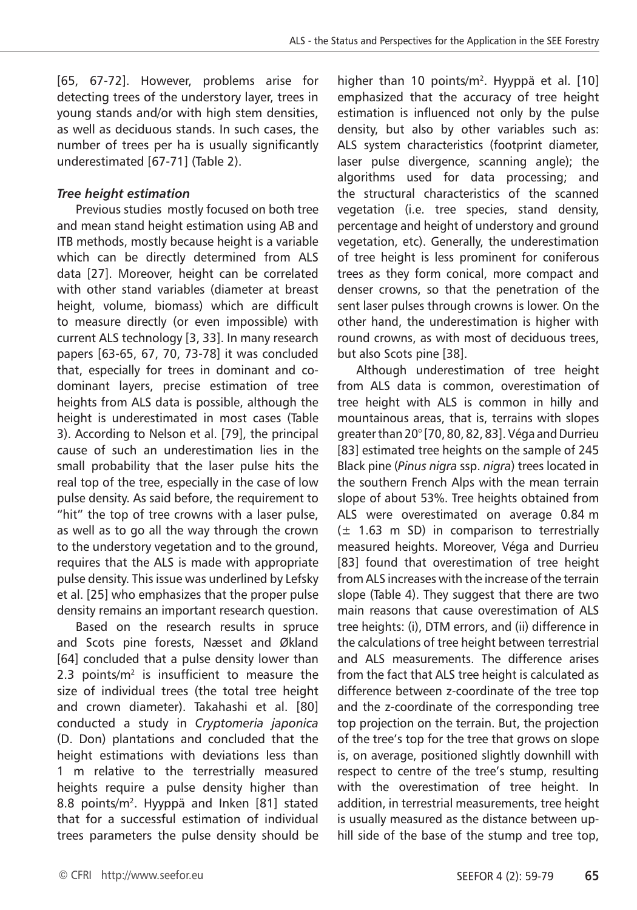[65, 67-72]. However, problems arise for detecting trees of the understory layer, trees in young stands and/or with high stem densities, as well as deciduous stands. In such cases, the number of trees per ha is usually significantly underestimated [67-71] (Table 2).

### *Tree height estimation*

Previous studies mostly focused on both tree and mean stand height estimation using AB and ITB methods, mostly because height is a variable which can be directly determined from ALS data [27]. Moreover, height can be correlated with other stand variables (diameter at breast height, volume, biomass) which are difficult to measure directly (or even impossible) with current ALS technology [3, 33]. In many research papers [63-65, 67, 70, 73-78] it was concluded that, especially for trees in dominant and co-dominant layers, precise estimation of tree heights from ALS data is possible, although the height is underestimated in most cases (Table 3). According to Nelson et al. [79], the principal cause of such an underestimation lies in the small probability that the laser pulse hits the real top of the tree, especially in the case of low pulse density. As said before, the requirement to "hit" the top of tree crowns with a laser pulse, as well as to go all the way through the crown to the understory vegetation and to the ground, requires that the ALS is made with appropriate pulse density. This issue was underlined by Lefsky et al. [25] who emphasizes that the proper pulse density remains an important research question.

Based on the research results in spruce and Scots pine forests, Næsset and Økland [64] concluded that a pulse density lower than 2.3 points/m$^2$ is insufficient to measure the size of individual trees (the total tree height and crown diameter). Takahashi et al. [80] conducted a study in *Cryptomeria japonica* (D. Don) plantations and concluded that the height estimations with deviations less than 1 m relative to the terrestrially measured heights require a pulse density higher than 8.8 points/m$^2$. Hyyppä and Inken [81] stated that for a successful estimation of individual trees parameters the pulse density should be higher than 10 points/m$^2$. Hyyppä et al. [10] emphasized that the accuracy of tree height estimation is influenced not only by the pulse density, but also by other variables such as: ALS system characteristics (footprint diameter, laser pulse divergence, scanning angle); the algorithms used for data processing; and the structural characteristics of the scanned vegetation (i.e. tree species, stand density, percentage and height of understory and ground vegetation, etc). Generally, the underestimation of tree height is less prominent for coniferous trees as they form conical, more compact and denser crowns, so that the penetration of the sent laser pulses through crowns is lower. On the other hand, the underestimation is higher with round crowns, as with most of deciduous trees, but also Scots pine [38].

Although underestimation of tree height from ALS data is common, overestimation of tree height with ALS is common in hilly and mountainous areas, that is, terrains with slopes greater than 20° [70, 80, 82, 83]. Véga and Durrieu [83] estimated tree heights on the sample of 245 Black pine (*Pinus nigra* ssp. *nigra*) trees located in the southern French Alps with the mean terrain slope of about 53%. Tree heights obtained from ALS were overestimated on average 0.84 m (± 1.63 m SD) in comparison to terrestrially measured heights. Moreover, Véga and Durrieu [83] found that overestimation of tree height from ALS increases with the increase of the terrain slope (Table 4). They suggest that there are two main reasons that cause overestimation of ALS tree heights: (i), DTM errors, and (ii) difference in the calculations of tree height between terrestrial and ALS measurements. The difference arises from the fact that ALS tree height is calculated as difference between z-coordinate of the tree top and the z-coordinate of the corresponding tree top projection on the terrain. But, the projection of the tree's top for the tree that grows on slope is, on average, positioned slightly downhill with respect to centre of the tree's stump, resulting with the overestimation of tree height. In addition, in terrestrial measurements, tree height is usually measured as the distance between up-hill side of the base of the stump and tree top,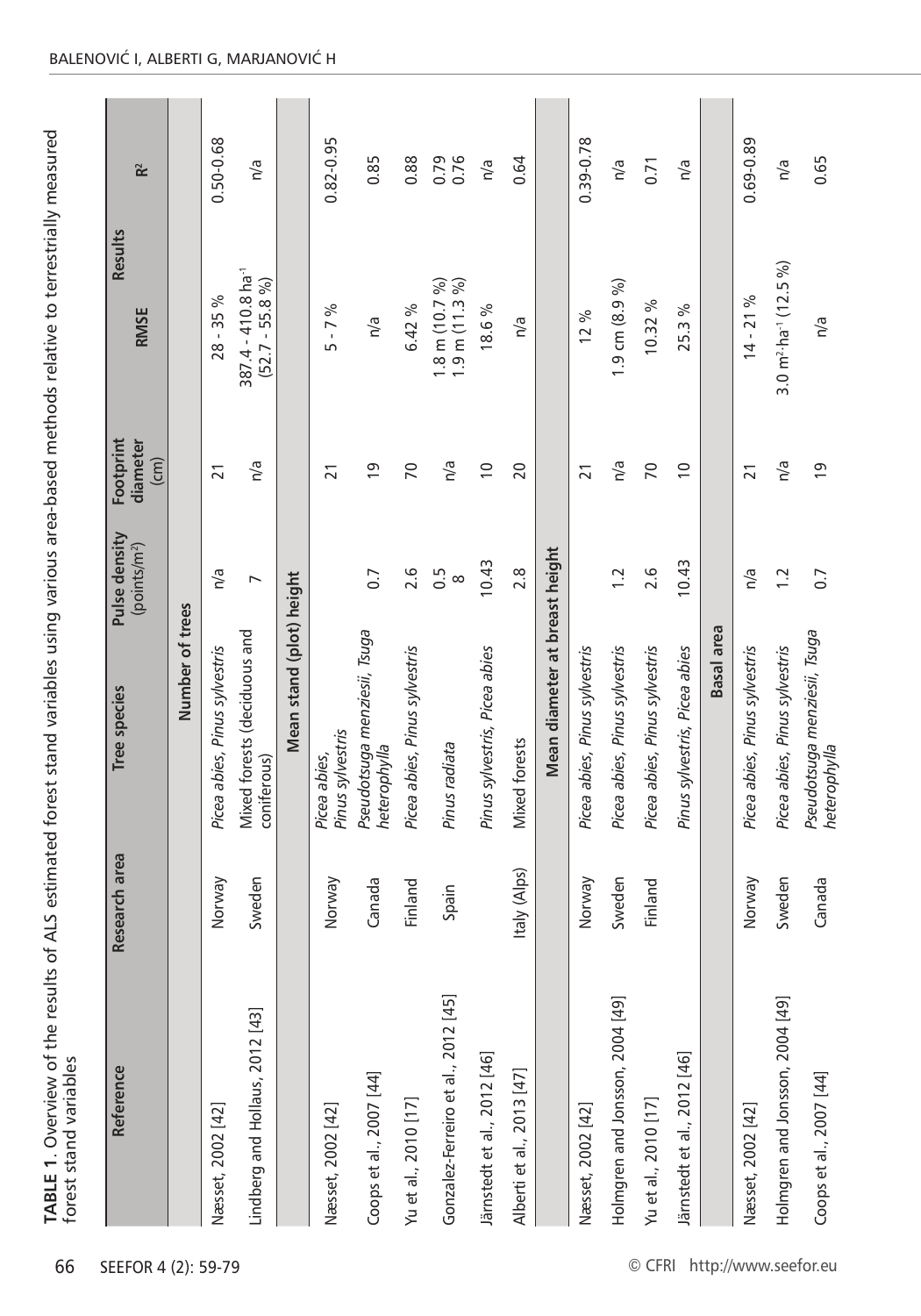**TABLE 1**. Overview of the results of ALS estimated forest stand variables using various area-based methods relative to terrestrially measured forest stand variables

| Reference | Research area | Tree species | Pulse density (points/m²) | Footprint diameter (cm) | Results | |
|---|---|---|---|---|---|---|
| | | | | | RMSE | $R^2$ |
| | | **Number of trees** | | | | |
| Næsset, 2002 [42] | Norway | *Picea abies, Pinus sylvestris* | n/a | 21 | 28 - 35 % | 0.50-0.68 |
| Lindberg and Hollaus, 2012 [43] | Sweden | Mixed forests (deciduous and coniferous) | 7 | n/a | 387.4 - 410.8 $ha^{-1}$ (52.7 - 55.8 %) | n/a |
| | | **Mean stand (plot) height** | | | | |
| Næsset, 2002 [42] | Norway | *Picea abies, Pinus sylvestris* | | 21 | 5 - 7 % | 0.82-0.95 |
| Coops et al., 2007 [44] | Canada | *Pseudotsuga menziesii, Tsuga heterophylla* | 0.7 | 19 | n/a | 0.85 |
| Yu et al., 2010 [17] | Finland | *Picea abies, Pinus sylvestris* | 2.6 | 70 | 6.42 % | 0.88 |
| Gonzalez-Ferreiro et al., 2012 [45] | Spain | *Pinus radiata* | 0.5<br>8 | n/a | 1.8 m (10.7 %)<br>1.9 m (11.3 %) | 0.79<br>0.76 |
| Järnstedt et al., 2012 [46] | | *Pinus sylvestris, Picea abies* | 10.43 | 10 | 18.6 % | n/a |
| Alberti et al., 2013 [47] | Italy (Alps) | Mixed forests | 2.8 | 20 | n/a | 0.64 |
| | | **Mean diameter at breast height** | | | | |
| Næsset, 2002 [42] | Norway | *Picea abies, Pinus sylvestris* | | 21 | 12 % | 0.39-0.78 |
| Holmgren and Jonsson, 2004 [49] | Sweden | *Picea abies, Pinus sylvestris* | 1.2 | n/a | 1.9 cm (8.9 %) | n/a |
| Yu et al., 2010 [17] | Finland | *Picea abies, Pinus sylvestris* | 2.6 | 70 | 10.32 % | 0.71 |
| Järnstedt et al., 2012 [46] | | *Pinus sylvestris, Picea abies* | 10.43 | 10 | 25.3 % | n/a |
| | | **Basal area** | | | | |
| Næsset, 2002 [42] | Norway | *Picea abies, Pinus sylvestris* | n/a | 21 | 14 - 21 % | 0.69-0.89 |
| Holmgren and Jonsson, 2004 [49] | Sweden | *Picea abies, Pinus sylvestris* | 1.2 | n/a | 3.0 $m^2 \cdot ha^{-1}$ (12.5 %) | n/a |
| Coops et al., 2007 [44] | Canada | *Pseudotsuga menziesii, Tsuga heterophylla* | 0.7 | 19 | n/a | 0.65 |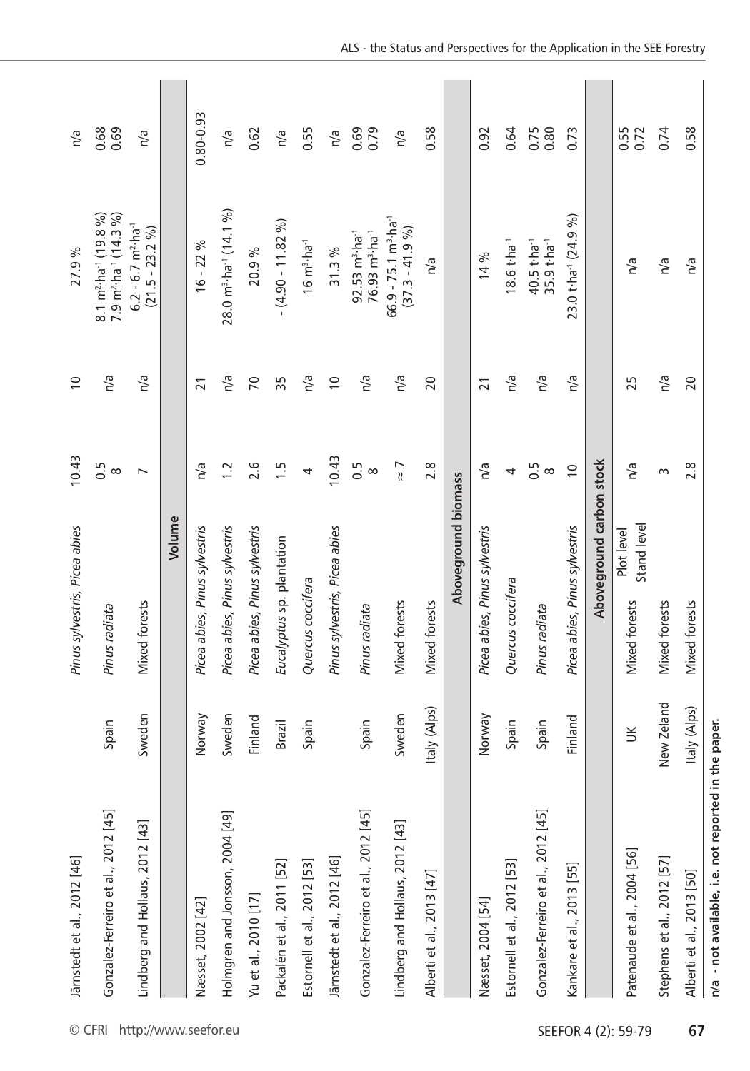| | | | | | | |
|---|---|---|---|---|---|---|
| Järnstedt et al., 2012 [46] | | *Pinus sylvestris, Picea abies* | 10.43 | 10 | 27.9 % | n/a |
| Gonzalez-Ferreiro et al., 2012 [45] | Spain | *Pinus radiata* | 0.5<br>8 | n/a | 8.1 $m^2 \cdot ha^{-1}$ (19.8 %)<br>7.9 $m^2 \cdot ha^{-1}$ (14.3 %) | 0.68<br>0.69 |
| Lindberg and Hollaus, 2012 [43] | Sweden | Mixed forests | 7 | n/a | 6.2 - 6.7 $m^2 \cdot ha^{-1}$<br>(21.5 - 23.2 %) | n/a |
| **Volume** | | | | | | |
| Næsset, 2002 [42] | Norway | *Picea abies, Pinus sylvestris* | n/a | 21 | 16 - 22 % | 0.80-0.93 |
| Holmgren and Jonsson, 2004 [49] | Sweden | *Picea abies, Pinus sylvestris* | 1.2 | n/a | 28.0 $m^3 \cdot ha^{-1}$ (14.1 %) | n/a |
| Yu et al., 2010 [17] | Finland | *Picea abies, Pinus sylvestris* | 2.6 | 70 | 20.9 % | 0.62 |
| Packalén et al., 2011 [52] | Brazil | *Eucalyptus* sp. plantation | 1.5 | 35 | - (4.90 - 11.82 %) | n/a |
| Estornell et al., 2012 [53] | Spain | *Quercus coccifera* | 4 | n/a | 16 $m^3 \cdot ha^{-1}$ | 0.55 |
| Järnstedt et al., 2012 [46] | | *Pinus sylvestris, Picea abies* | 10.43 | 10 | 31.3 % | n/a |
| Gonzalez-Ferreiro et al., 2012 [45] | Spain | *Pinus radiata* | 0.5<br>8 | n/a | 92.53 $m^3 \cdot ha^{-1}$<br>76.93 $m^3 \cdot ha^{-1}$ | 0.69<br>0.79 |
| Lindberg and Hollaus, 2012 [43] | Sweden | Mixed forests | ≈ 7 | n/a | 66.9 - 75.1 $m^3 \cdot ha^{-1}$<br>(37.3 - 41.9 %) | n/a |
| Alberti et al., 2013 [47] | Italy (Alps) | Mixed forests | 2.8 | 20 | n/a | 0.58 |
| **Aboveground biomass** | | | | | | |
| Næsset, 2004 [54] | Norway | *Picea abies, Pinus sylvestris* | n/a | 21 | 14 % | 0.92 |
| Estornell et al., 2012 [53] | Spain | *Quercus coccifera* | 4 | n/a | 18.6 $t \cdot ha^{-1}$ | 0.64 |
| Gonzalez-Ferreiro et al., 2012 [45] | Spain | *Pinus radiata* | 0.5<br>8 | n/a | 40.5 $t \cdot ha^{-1}$<br>35.9 $t \cdot ha^{-1}$ | 0.75<br>0.80 |
| Kankare et al., 2013 [55] | Finland | *Picea abies, Pinus sylvestris* | 10 | n/a | 23.0 $t \cdot ha^{-1}$ (24.9 %) | 0.73 |
| **Aboveground carbon stock** | | | | | | |
| Patenaude et al., 2004 [56] | UK | Mixed forests — Plot level<br>Stand level | n/a | 25 | n/a | 0.55<br>0.72 |
| Stephens et al., 2012 [57] | New Zeland | Mixed forests | 3 | n/a | n/a | 0.74 |
| Alberti et al., 2013 [50] | Italy (Alps) | Mixed forests | 2.8 | 20 | n/a | 0.58 |

**n/a - not available, i.e. not reported in the paper.**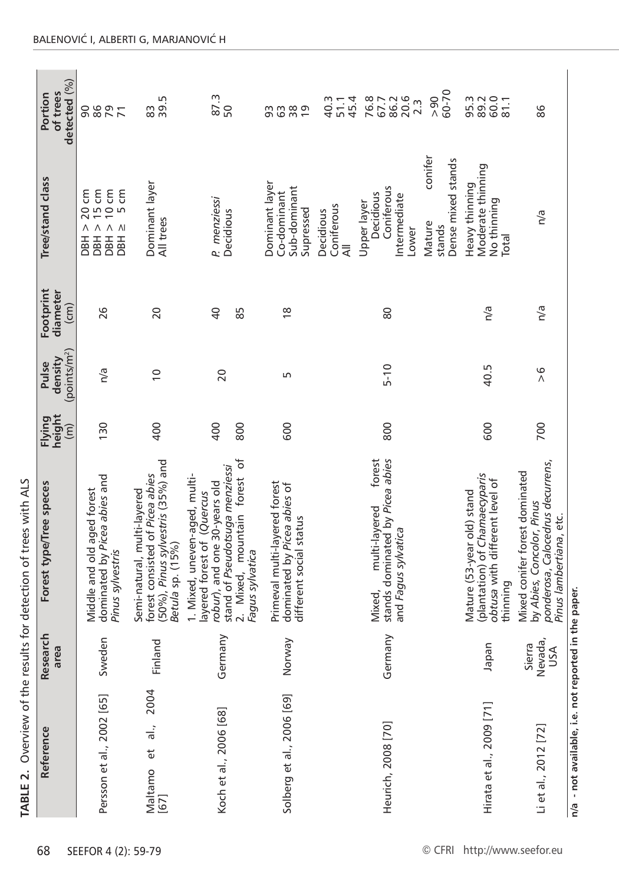**TABLE 2.** Overview of the results for detection of trees with ALS

| Reference | Research area | Forest type/Tree speces | Flying height (m) | Pulse density (points/m²) | Footprint diameter (cm) | Tree/stand class | Portion of trees detected (%) |
|---|---|---|---|---|---|---|---|
| Persson et al., 2002 [65] | Sweden | Middle and old aged forest dominated by *Picea abies* and *Pinus sylvestris* | 130 | n/a | 26 | DBH > 20 cm<br>DBH > 15 cm<br>DBH > 10 cm<br>DBH ≥ 5 cm | 90<br>86<br>79<br>71 |
| Maltamo et al., 2004 [67] | Finland | Semi-natural, multi-layered forest consisted of *Picea abies* (50%), *Pinus sylvestris* (35%) and *Betula* sp. (15%) | 400 | 10 | 20 | Dominant layer<br>All trees | 83<br>39.5 |
| Koch et al., 2006 [68] | Germany | 1. Mixed, uneven-aged, multi-layered forest of (*Quercus robur*), and one 30-years old stand of *Pseudotsuga menziessi*<br>2. Mixed, mountain forest of *Fagus sylvatica* | 400<br><br>800 | 20 | 40<br><br>85 | *P. menziessi*<br>Decidious | 87.3<br>50 |
| Solberg et al., 2006 [69] | Norway | Primeval multi-layered forest dominated by *Picea abies* of different social status | 600 | 5 | 18 | Dominant layer<br>Co-dominant<br>Sub-dominant<br>Supressed | 93<br>63<br>38<br>19 |
| Heurich, 2008 [70] | Germany | Mixed, multi-layered forest stands dominated by *Picea abies* and *Fagus sylvatica* | 800 | 5-10 | 80 | Decidious<br>Coniferous<br>All<br>Upper layer<br>Decidious<br>Coniferous<br>Intermediate<br>Lower<br>Mature conifer stands<br>Dense mixed stands | 40.3<br>51.1<br>45.4<br>76.8<br>67.7<br>86.2<br>20.6<br>2.3<br>>90<br>60-70 |
| Hirata et al., 2009 [71] | Japan | Mature (53-year old) stand (plantation) of *Chamaecyparis obtusa* with different level of thinning | 600 | 40.5 | n/a | Heavy thinning<br>Moderate thinning<br>No thinning<br>Total | 95.3<br>89.2<br>60.0<br>81.1 |
| Li et al., 2012 [72] | Sierra Nevada, USA | Mixed conifer forest dominated by *Abies, Concolor, Pinus ponderosa, Calocedrus decurrens, Pinus lambertiana*, etc. | 700 | >6 | n/a | n/a | 86 |

**n/a - not available, i.e. not reported in the paper.**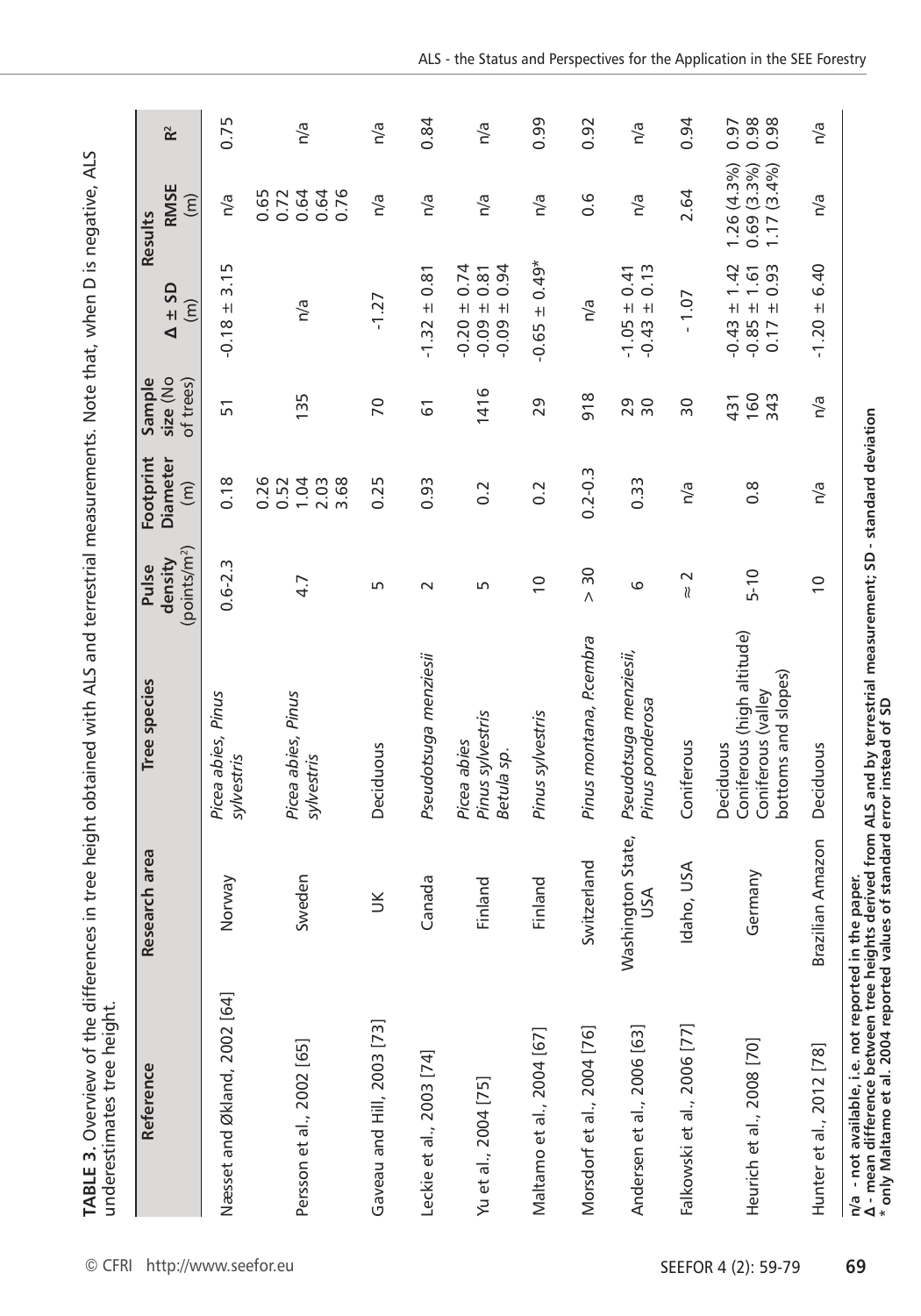**TABLE 3.** Overview of the differences in tree height obtained with ALS and terrestrial measurements. Note that, when D is negative, ALS underestimates tree height.

| Reference | Research area | Tree species | Pulse density (points/m²) | Footprint Diameter (m) | Sample size (No of trees) | Results $\Delta \pm SD$ (m) | Results RMSE (m) | Results $R^2$ |
|---|---|---|---|---|---|---|---|---|
| Næsset and Økland, 2002 [64] | Norway | *Picea abies*, *Pinus sylvestris* | 0.6-2.3 | 0.18 | 51 | -0.18 ± 3.15 | n/a | 0.75 |
| Persson et al., 2002 [65] | Sweden | *Picea abies*, *Pinus sylvestris* | 4.7 | 0.26<br>0.52<br>1.04<br>2.03<br>3.68 | 135 | n/a | 0.65<br>0.72<br>0.64<br>0.64<br>0.76 | n/a |
| Gaveau and Hill, 2003 [73] | UK | Deciduous | 5 | 0.25 | 70 | -1.27 | n/a | n/a |
| Leckie et al., 2003 [74] | Canada | *Pseudotsuga menziesii* | 2 | 0.93 | 61 | -1.32 ± 0.81 | n/a | 0.84 |
| Yu et al., 2004 [75] | Finland | *Picea abies*<br>*Pinus sylvestris*<br>*Betula sp.* | 5 | 0.2 | 1416 | -0.20 ± 0.74<br>-0.09 ± 0.81<br>-0.09 ± 0.94 | n/a | n/a |
| Maltamo et al., 2004 [67] | Finland | *Pinus sylvestris* | 10 | 0.2 | 29 | -0.65 ± 0.49* | n/a | 0.99 |
| Morsdorf et al., 2004 [76] | Switzerland | *Pinus montana*, *P.cembra* | > 30 | 0.2-0.3 | 918 | n/a | 0.6 | 0.92 |
| Andersen et al., 2006 [63] | Washington State, USA | *Pseudotsuga menziesii*, *Pinus ponderosa* | 6 | 0.33 | 29<br>30 | -1.05 ± 0.41<br>-0.43 ± 0.13 | n/a | n/a |
| Falkowski et al., 2006 [77] | Idaho, USA | Coniferous | ≈ 2 | n/a | 30 | - 1.07 | 2.64 | 0.94 |
| Heurich et al., 2008 [70] | Germany | Deciduous<br>Coniferous (high altitude)<br>Coniferous (valley bottoms and slopes) | 5-10 | 0.8 | 431<br>160<br>343 | -0.43 ± 1.42<br>-0.85 ± 1.61<br>0.17 ± 0.93 | 1.26 (4.3%)<br>0.69 (3.3%)<br>1.17 (3.4%) | 0.97<br>0.98<br>0.98 |
| Hunter et al., 2012 [78] | Brazilian Amazon | Deciduous | 10 | n/a | n/a | -1.20 ± 6.40 | n/a | n/a |

**n/a** - not available, i.e. not reported in the paper.
**Δ** - mean difference between tree heights derived from ALS and by terrestrial measurement; **SD** - standard deviation
\* only Maltamo et al. 2004 reported values of standard error instead of SD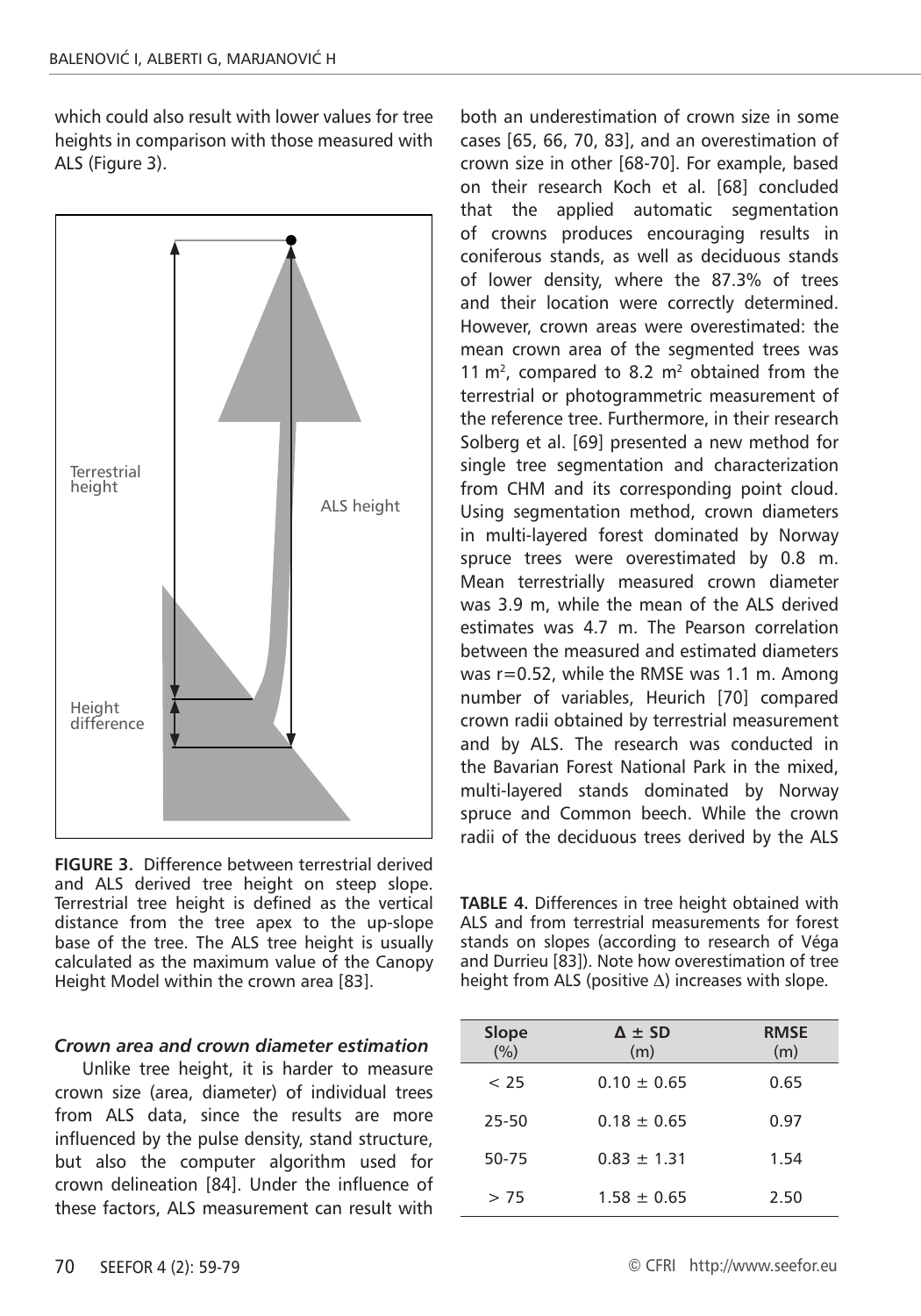which could also result with lower values for tree heights in comparison with those measured with ALS (Figure 3).

**FIGURE 3.** Difference between terrestrial derived and ALS derived tree height on steep slope. Terrestrial tree height is defined as the vertical distance from the tree apex to the up-slope base of the tree. The ALS tree height is usually calculated as the maximum value of the Canopy Height Model within the crown area [83].

### *Crown area and crown diameter estimation*

Unlike tree height, it is harder to measure crown size (area, diameter) of individual trees from ALS data, since the results are more influenced by the pulse density, stand structure, but also the computer algorithm used for crown delineation [84]. Under the influence of these factors, ALS measurement can result with both an underestimation of crown size in some cases [65, 66, 70, 83], and an overestimation of crown size in other [68-70]. For example, based on their research Koch et al. [68] concluded that the applied automatic segmentation of crowns produces encouraging results in coniferous stands, as well as deciduous stands of lower density, where the 87.3% of trees and their location were correctly determined. However, crown areas were overestimated: the mean crown area of the segmented trees was 11 m$^2$, compared to 8.2 m$^2$ obtained from the terrestrial or photogrammetric measurement of the reference tree. Furthermore, in their research Solberg et al. [69] presented a new method for single tree segmentation and characterization from CHM and its corresponding point cloud. Using segmentation method, crown diameters in multi-layered forest dominated by Norway spruce trees were overestimated by 0.8 m. Mean terrestrially measured crown diameter was 3.9 m, while the mean of the ALS derived estimates was 4.7 m. The Pearson correlation between the measured and estimated diameters was r=0.52, while the RMSE was 1.1 m. Among number of variables, Heurich [70] compared crown radii obtained by terrestrial measurement and by ALS. The research was conducted in the Bavarian Forest National Park in the mixed, multi-layered stands dominated by Norway spruce and Common beech. While the crown radii of the deciduous trees derived by the ALS

**TABLE 4.** Differences in tree height obtained with ALS and from terrestrial measurements for forest stands on slopes (according to research of Véga and Durrieu [83]). Note how overestimation of tree height from ALS (positive Δ) increases with slope.

| Slope (%) | Δ ± SD (m) | RMSE (m) |
|---|---|---|
| < 25 | 0.10 ± 0.65 | 0.65 |
| 25-50 | 0.18 ± 0.65 | 0.97 |
| 50-75 | 0.83 ± 1.31 | 1.54 |
| > 75 | 1.58 ± 0.65 | 2.50 |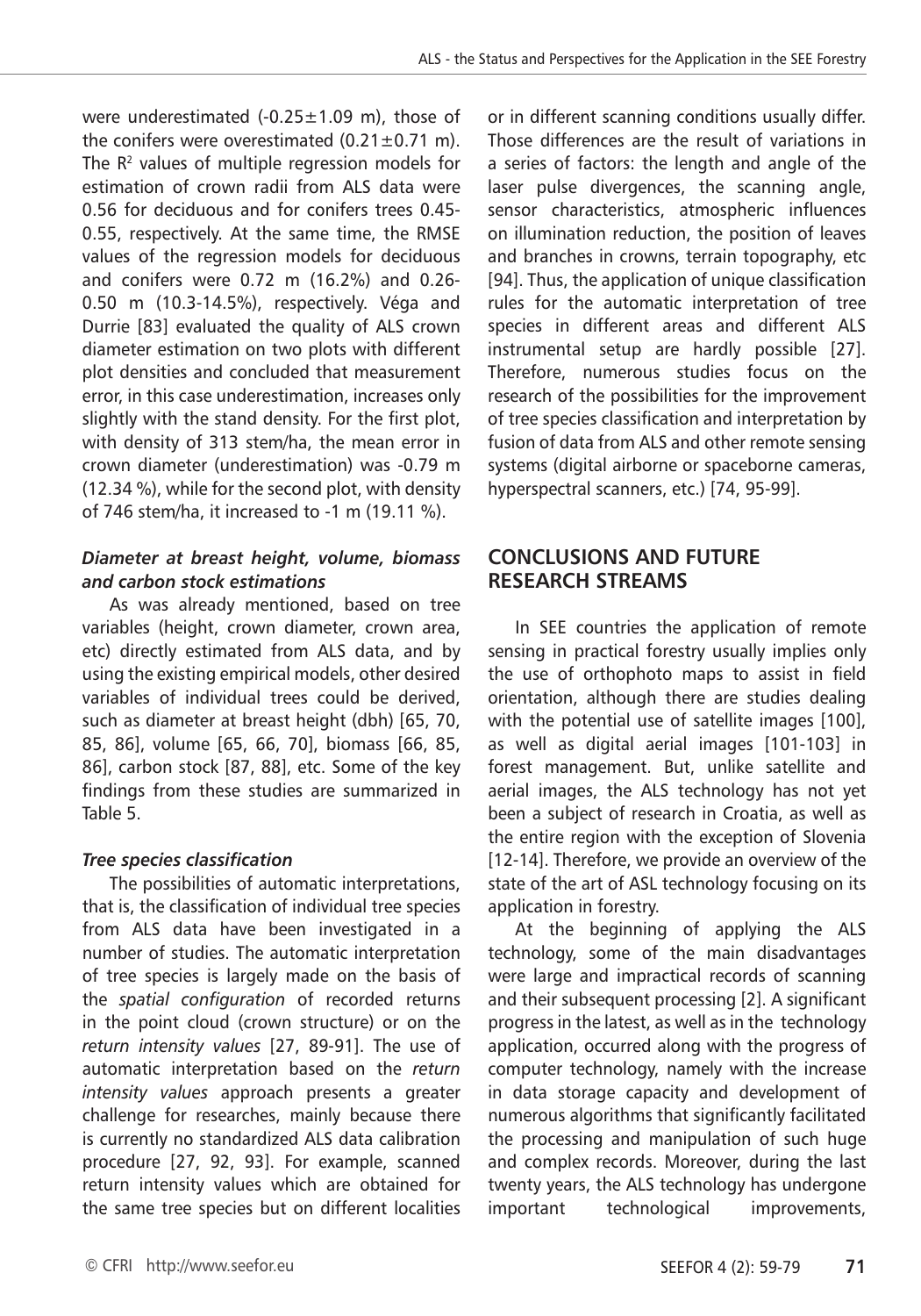were underestimated (-0.25±1.09 m), those of the conifers were overestimated (0.21±0.71 m). The $R^2$ values of multiple regression models for estimation of crown radii from ALS data were 0.56 for deciduous and for conifers trees 0.45-0.55, respectively. At the same time, the RMSE values of the regression models for deciduous and conifers were 0.72 m (16.2%) and 0.26-0.50 m (10.3-14.5%), respectively. Véga and Durrie [83] evaluated the quality of ALS crown diameter estimation on two plots with different plot densities and concluded that measurement error, in this case underestimation, increases only slightly with the stand density. For the first plot, with density of 313 stem/ha, the mean error in crown diameter (underestimation) was -0.79 m (12.34 %), while for the second plot, with density of 746 stem/ha, it increased to -1 m (19.11 %).

### *Diameter at breast height, volume, biomass and carbon stock estimations*

As was already mentioned, based on tree variables (height, crown diameter, crown area, etc) directly estimated from ALS data, and by using the existing empirical models, other desired variables of individual trees could be derived, such as diameter at breast height (dbh) [65, 70, 85, 86], volume [65, 66, 70], biomass [66, 85, 86], carbon stock [87, 88], etc. Some of the key findings from these studies are summarized in Table 5.

### *Tree species classification*

The possibilities of automatic interpretations, that is, the classification of individual tree species from ALS data have been investigated in a number of studies. The automatic interpretation of tree species is largely made on the basis of the *spatial configuration* of recorded returns in the point cloud (crown structure) or on the *return intensity values* [27, 89-91]. The use of automatic interpretation based on the *return intensity values* approach presents a greater challenge for researches, mainly because there is currently no standardized ALS data calibration procedure [27, 92, 93]. For example, scanned return intensity values which are obtained for the same tree species but on different localities or in different scanning conditions usually differ. Those differences are the result of variations in a series of factors: the length and angle of the laser pulse divergences, the scanning angle, sensor characteristics, atmospheric influences on illumination reduction, the position of leaves and branches in crowns, terrain topography, etc [94]. Thus, the application of unique classification rules for the automatic interpretation of tree species in different areas and different ALS instrumental setup are hardly possible [27]. Therefore, numerous studies focus on the research of the possibilities for the improvement of tree species classification and interpretation by fusion of data from ALS and other remote sensing systems (digital airborne or spaceborne cameras, hyperspectral scanners, etc.) [74, 95-99].

## CONCLUSIONS AND FUTURE RESEARCH STREAMS

In SEE countries the application of remote sensing in practical forestry usually implies only the use of orthophoto maps to assist in field orientation, although there are studies dealing with the potential use of satellite images [100], as well as digital aerial images [101-103] in forest management. But, unlike satellite and aerial images, the ALS technology has not yet been a subject of research in Croatia, as well as the entire region with the exception of Slovenia [12-14]. Therefore, we provide an overview of the state of the art of ASL technology focusing on its application in forestry.

At the beginning of applying the ALS technology, some of the main disadvantages were large and impractical records of scanning and their subsequent processing [2]. A significant progress in the latest, as well as in the technology application, occurred along with the progress of computer technology, namely with the increase in data storage capacity and development of numerous algorithms that significantly facilitated the processing and manipulation of such huge and complex records. Moreover, during the last twenty years, the ALS technology has undergone important technological improvements,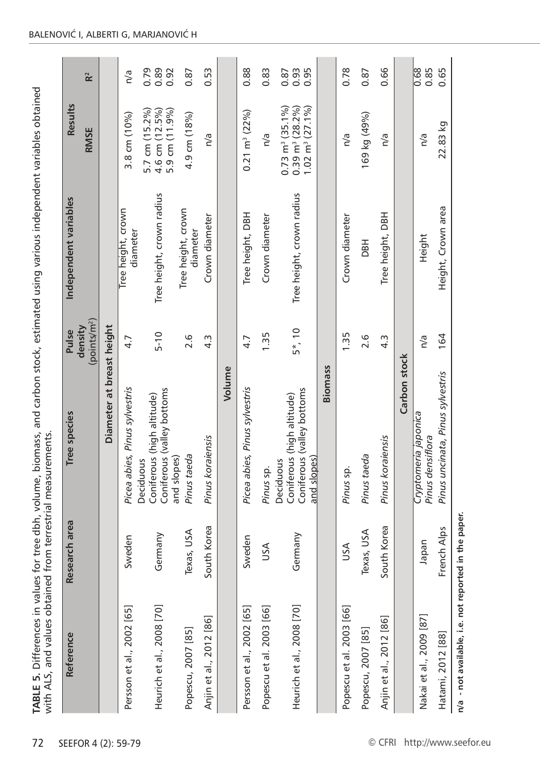**TABLE 5.** Differences in values for tree dbh, volume, biomass, and carbon stock, estimated using various independent variables obtained with ALS, and values obtained from terrestrial measurements.

| Reference | Research area | Tree species | Pulse density (points/m$^2$) | Independent variables | Results | |
|---|---|---|---|---|---|---|
| | | | | | RMSE | $R^2$ |
| **Diameter at breast height** | | | | | | |
| Persson et al., 2002 [65] | Sweden | *Picea abies*, *Pinus sylvestris* | 4.7 | Tree height, crown diameter | 3.8 cm (10%) | n/a |
| Heurich et al., 2008 [70] | Germany | Deciduous<br>Coniferous (high altitude)<br>Coniferous (valley bottoms and slopes) | 5-10 | Tree height, crown radius | 5.7 cm (15.2%)<br>4.6 cm (12.5%)<br>5.9 cm (11.9%) | 0.79<br>0.89<br>0.92 |
| Popescu, 2007 [85] | Texas, USA | *Pinus taeda* | 2.6 | Tree height, crown diameter | 4.9 cm (18%) | 0.87 |
| Anjin et al., 2012 [86] | South Korea | *Pinus koraiensis* | 4.3 | Crown diameter | n/a | 0.53 |
| **Volume** | | | | | | |
| Persson et al., 2002 [65] | Sweden | *Picea abies*, *Pinus sylvestris* | 4.7 | Tree height, DBH | 0.21 m$^3$ (22%) | 0.88 |
| Popescu et al. 2003 [66] | USA | *Pinus* sp. | 1.35 | Crown diameter | n/a | 0.83 |
| Heurich et al., 2008 [70] | Germany | Deciduous<br>Coniferous (high altitude)<br>Coniferous (valley bottoms and slopes) | 5*, 10 | Tree height, crown radius | 0.73 m$^3$ (35.1%)<br>0.39 m$^3$ (28.2%)<br>1.02 m$^3$ (27.1%) | 0.87<br>0.93<br>0.95 |
| **Biomass** | | | | | | |
| Popescu et al. 2003 [66] | USA | *Pinus* sp. | 1.35 | Crown diameter | n/a | 0.78 |
| Popescu, 2007 [85] | Texas, USA | *Pinus taeda* | 2.6 | DBH | 169 kg (49%) | 0.87 |
| Anjin et al., 2012 [86] | South Korea | *Pinus koraiensis* | 4.3 | Tree height, DBH | n/a | 0.66 |
| **Carbon stock** | | | | | | |
| Nakai et al., 2009 [87] | Japan | *Cryptomeria japonica*<br>*Pinus densiflora* | n/a | Height | n/a | 0.68<br>0.85 |
| Hatami, 2012 [88] | French Alps | *Pinus uncinata*, *Pinus sylvestris* | 164 | Height, Crown area | 22.83 kg | 0.65 |

**n/a - not available, i.e. not reported in the paper.**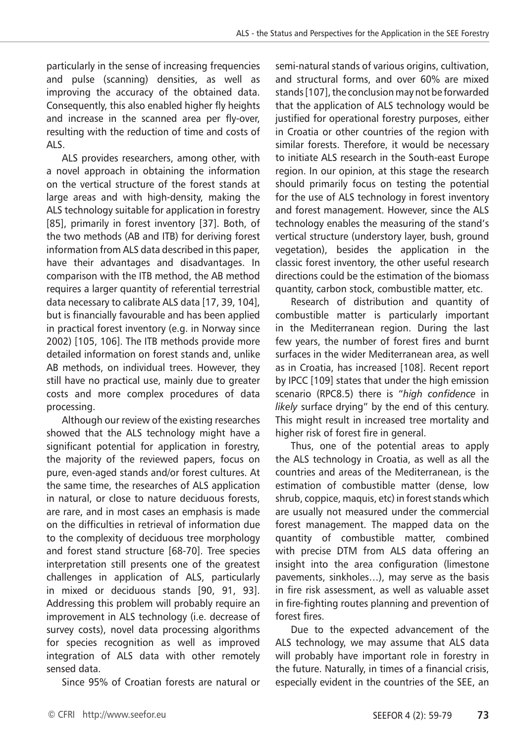particularly in the sense of increasing frequencies and pulse (scanning) densities, as well as improving the accuracy of the obtained data. Consequently, this also enabled higher fly heights and increase in the scanned area per fly-over, resulting with the reduction of time and costs of ALS.

ALS provides researchers, among other, with a novel approach in obtaining the information on the vertical structure of the forest stands at large areas and with high-density, making the ALS technology suitable for application in forestry [85], primarily in forest inventory [37]. Both, of the two methods (AB and ITB) for deriving forest information from ALS data described in this paper, have their advantages and disadvantages. In comparison with the ITB method, the AB method requires a larger quantity of referential terrestrial data necessary to calibrate ALS data [17, 39, 104], but is financially favourable and has been applied in practical forest inventory (e.g. in Norway since 2002) [105, 106]. The ITB methods provide more detailed information on forest stands and, unlike AB methods, on individual trees. However, they still have no practical use, mainly due to greater costs and more complex procedures of data processing.

Although our review of the existing researches showed that the ALS technology might have a significant potential for application in forestry, the majority of the reviewed papers, focus on pure, even-aged stands and/or forest cultures. At the same time, the researches of ALS application in natural, or close to nature deciduous forests, are rare, and in most cases an emphasis is made on the difficulties in retrieval of information due to the complexity of deciduous tree morphology and forest stand structure [68-70]. Tree species interpretation still presents one of the greatest challenges in application of ALS, particularly in mixed or deciduous stands [90, 91, 93]. Addressing this problem will probably require an improvement in ALS technology (i.e. decrease of survey costs), novel data processing algorithms for species recognition as well as improved integration of ALS data with other remotely sensed data.

Since 95% of Croatian forests are natural or semi-natural stands of various origins, cultivation, and structural forms, and over 60% are mixed stands [107], the conclusion may not be forwarded that the application of ALS technology would be justified for operational forestry purposes, either in Croatia or other countries of the region with similar forests. Therefore, it would be necessary to initiate ALS research in the South-east Europe region. In our opinion, at this stage the research should primarily focus on testing the potential for the use of ALS technology in forest inventory and forest management. However, since the ALS technology enables the measuring of the stand's vertical structure (understory layer, bush, ground vegetation), besides the application in the classic forest inventory, the other useful research directions could be the estimation of the biomass quantity, carbon stock, combustible matter, etc.

Research of distribution and quantity of combustible matter is particularly important in the Mediterranean region. During the last few years, the number of forest fires and burnt surfaces in the wider Mediterranean area, as well as in Croatia, has increased [108]. Recent report by IPCC [109] states that under the high emission scenario (RPC8.5) there is "*high confidence* in *likely* surface drying" by the end of this century. This might result in increased tree mortality and higher risk of forest fire in general.

Thus, one of the potential areas to apply the ALS technology in Croatia, as well as all the countries and areas of the Mediterranean, is the estimation of combustible matter (dense, low shrub, coppice, maquis, etc) in forest stands which are usually not measured under the commercial forest management. The mapped data on the quantity of combustible matter, combined with precise DTM from ALS data offering an insight into the area configuration (limestone pavements, sinkholes…), may serve as the basis in fire risk assessment, as well as valuable asset in fire-fighting routes planning and prevention of forest fires.

Due to the expected advancement of the ALS technology, we may assume that ALS data will probably have important role in forestry in the future. Naturally, in times of a financial crisis, especially evident in the countries of the SEE, an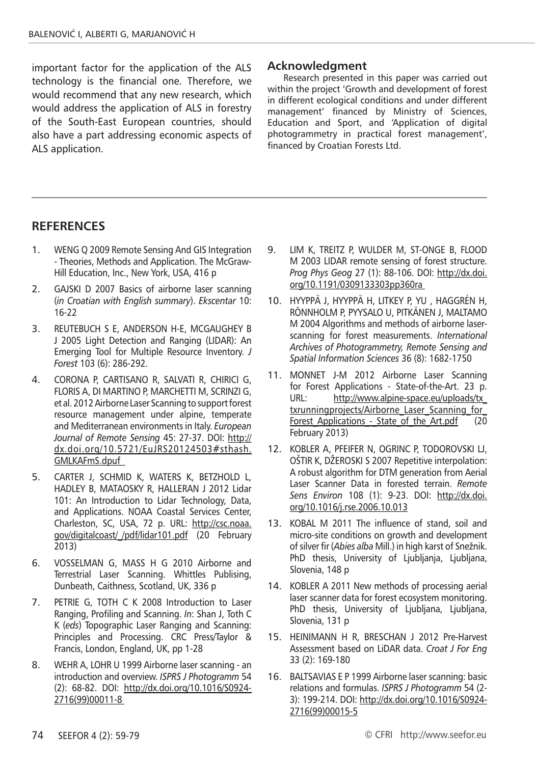important factor for the application of the ALS technology is the financial one. Therefore, we would recommend that any new research, which would address the application of ALS in forestry of the South-East European countries, should also have a part addressing economic aspects of ALS application.

## Acknowledgment

Research presented in this paper was carried out within the project 'Growth and development of forest in different ecological conditions and under different management' financed by Ministry of Sciences, Education and Sport, and 'Application of digital photogrammetry in practical forest management', financed by Croatian Forests Ltd.

## REFERENCES

1. WENG Q 2009 Remote Sensing And GIS Integration - Theories, Methods and Application. The McGraw-Hill Education, Inc., New York, USA, 416 p
2. GAJSKI D 2007 Basics of airborne laser scanning (*in Croatian with English summary*). *Ekscentar* 10: 16-22
3. REUTEBUCH S E, ANDERSON H-E, MCGAUGHEY B J 2005 Light Detection and Ranging (LIDAR): An Emerging Tool for Multiple Resource Inventory. *J Forest* 103 (6): 286-292.
4. CORONA P, CARTISANO R, SALVATI R, CHIRICI G, FLORIS A, DI MARTINO P, MARCHETTI M, SCRINZI G, et al. 2012 Airborne Laser Scanning to support forest resource management under alpine, temperate and Mediterranean environments in Italy. *European Journal of Remote Sensing* 45: 27-37. DOI: http://dx.doi.org/10.5721/EuJRS20124503#sthash.GMLKAFmS.dpuf
5. CARTER J, SCHMID K, WATERS K, BETZHOLD L, HADLEY B, MATAOSKY R, HALLERAN J 2012 Lidar 101: An Introduction to Lidar Technology, Data, and Applications. NOAA Coastal Services Center, Charleston, SC, USA, 72 p. URL: http://csc.noaa.gov/digitalcoast/_/pdf/lidar101.pdf (20 February 2013)
6. VOSSELMAN G, MASS H G 2010 Airborne and Terrestrial Laser Scanning. Whittles Publising, Dunbeath, Caithness, Scotland, UK, 336 p
7. PETRIE G, TOTH C K 2008 Introduction to Laser Ranging, Profiling and Scanning. *In*: Shan J, Toth C K (*eds*) Topographic Laser Ranging and Scanning: Principles and Processing. CRC Press/Taylor & Francis, London, England, UK, pp 1-28
8. WEHR A, LOHR U 1999 Airborne laser scanning - an introduction and overview. *ISPRS J Photogramm* 54 (2): 68-82. DOI: http://dx.doi.org/10.1016/S0924-2716(99)00011-8
9. LIM K, TREITZ P, WULDER M, ST-ONGE B, FLOOD M 2003 LIDAR remote sensing of forest structure. *Prog Phys Geog* 27 (1): 88-106. DOI: http://dx.doi.org/10.1191/0309133303pp360ra
10. HYYPPÄ J, HYYPPÄ H, LITKEY P, YU , HAGGRÉN H, RÖNNHOLM P, PYYSALO U, PITKÄNEN J, MALTAMO M 2004 Algorithms and methods of airborne laser-scanning for forest measurements. *International Archives of Photogrammetry, Remote Sensing and Spatial Information Sciences* 36 (8): 1682-1750
11. MONNET J-M 2012 Airborne Laser Scanning for Forest Applications - State-of-the-Art. 23 p. URL: http://www.alpine-space.eu/uploads/tx_txrunningprojects/Airborne_Laser_Scanning_for_Forest_Applications_-_State_of_the_Art.pdf (20 February 2013)
12. KOBLER A, PFEIFER N, OGRINC P, TODOROVSKI LJ, OŠTIR K, DŽEROSKI S 2007 Repetitive interpolation: A robust algorithm for DTM generation from Aerial Laser Scanner Data in forested terrain. *Remote Sens Environ* 108 (1): 9-23. DOI: http://dx.doi.org/10.1016/j.rse.2006.10.013
13. KOBAL M 2011 The influence of stand, soil and micro-site conditions on growth and development of silver fir (*Abies alba* Mill.) in high karst of Snežnik. PhD thesis, University of Ljubljanja, Ljubljana, Slovenia, 148 p
14. KOBLER A 2011 New methods of processing aerial laser scanner data for forest ecosystem monitoring. PhD thesis, University of Ljubljana, Ljubljana, Slovenia, 131 p
15. HEINIMANN H R, BRESCHAN J 2012 Pre-Harvest Assessment based on LiDAR data. *Croat J For Eng* 33 (2): 169-180
16. BALTSAVIAS E P 1999 Airborne laser scanning: basic relations and formulas. *ISPRS J Photogramm* 54 (2-3): 199-214. DOI: http://dx.doi.org/10.1016/S0924-2716(99)00015-5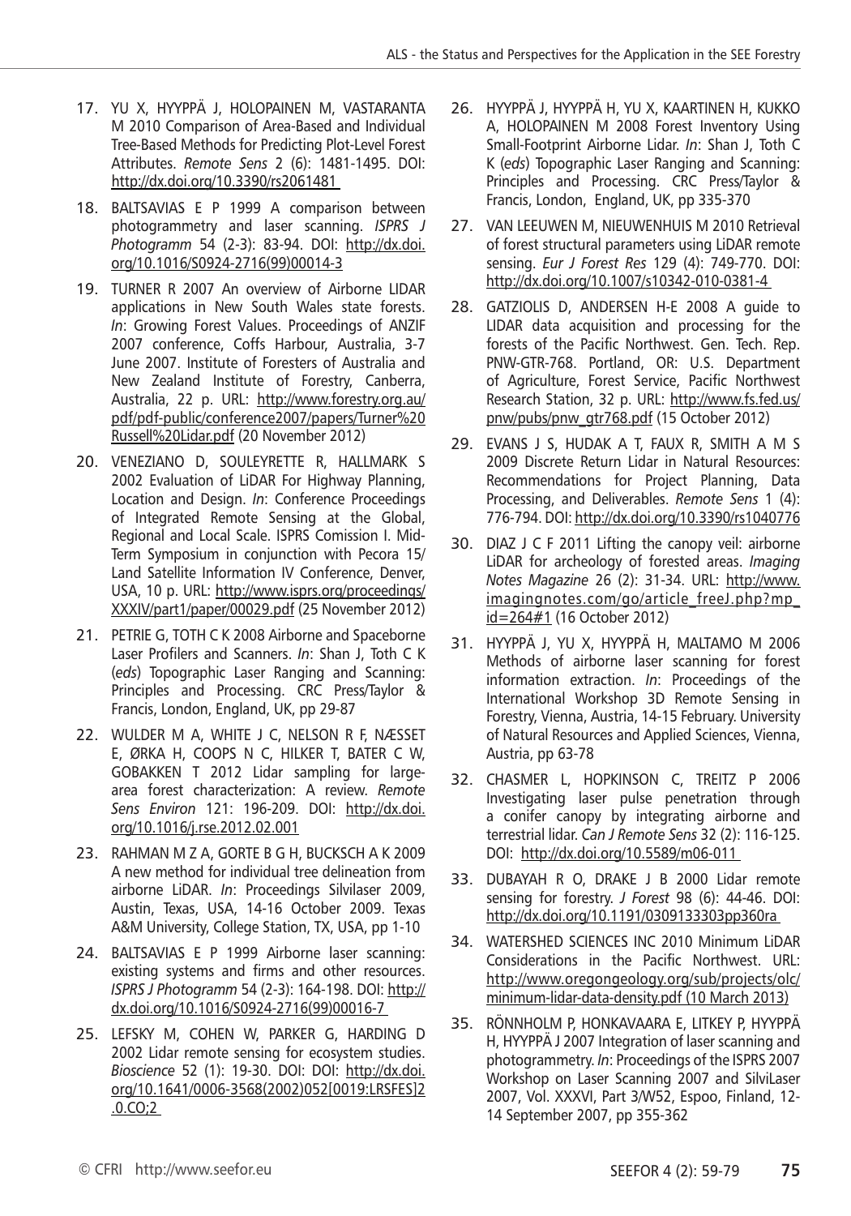17. YU X, HYYPPÄ J, HOLOPAINEN M, VASTARANTA M 2010 Comparison of Area-Based and Individual Tree-Based Methods for Predicting Plot-Level Forest Attributes. *Remote Sens* 2 (6): 1481-1495. DOI: http://dx.doi.org/10.3390/rs2061481

18. BALTSAVIAS E P 1999 A comparison between photogrammetry and laser scanning. *ISPRS J Photogramm* 54 (2-3): 83-94. DOI: http://dx.doi.org/10.1016/S0924-2716(99)00014-3

19. TURNER R 2007 An overview of Airborne LIDAR applications in New South Wales state forests. *In*: Growing Forest Values. Proceedings of ANZIF 2007 conference, Coffs Harbour, Australia, 3-7 June 2007. Institute of Foresters of Australia and New Zealand Institute of Forestry, Canberra, Australia, 22 p. URL: http://www.forestry.org.au/pdf/pdf-public/conference2007/papers/Turner%20Russell%20Lidar.pdf (20 November 2012)

20. VENEZIANO D, SOULEYRETTE R, HALLMARK S 2002 Evaluation of LiDAR For Highway Planning, Location and Design. *In*: Conference Proceedings of Integrated Remote Sensing at the Global, Regional and Local Scale. ISPRS Comission I. Mid-Term Symposium in conjunction with Pecora 15/ Land Satellite Information IV Conference, Denver, USA, 10 p. URL: http://www.isprs.org/proceedings/XXXIV/part1/paper/00029.pdf (25 November 2012)

21. PETRIE G, TOTH C K 2008 Airborne and Spaceborne Laser Profilers and Scanners. *In*: Shan J, Toth C K (*eds*) Topographic Laser Ranging and Scanning: Principles and Processing. CRC Press/Taylor & Francis, London, England, UK, pp 29-87

22. WULDER M A, WHITE J C, NELSON R F, NÆSSET E, ØRKA H, COOPS N C, HILKER T, BATER C W, GOBAKKEN T 2012 Lidar sampling for large-area forest characterization: A review. *Remote Sens Environ* 121: 196-209. DOI: http://dx.doi.org/10.1016/j.rse.2012.02.001

23. RAHMAN M Z A, GORTE B G H, BUCKSCH A K 2009 A new method for individual tree delineation from airborne LiDAR. *In*: Proceedings Silvilaser 2009, Austin, Texas, USA, 14-16 October 2009. Texas A&M University, College Station, TX, USA, pp 1-10

24. BALTSAVIAS E P 1999 Airborne laser scanning: existing systems and firms and other resources. *ISPRS J Photogramm* 54 (2-3): 164-198. DOI: http://dx.doi.org/10.1016/S0924-2716(99)00016-7

25. LEFSKY M, COHEN W, PARKER G, HARDING D 2002 Lidar remote sensing for ecosystem studies. *Bioscience* 52 (1): 19-30. DOI: DOI: http://dx.doi.org/10.1641/0006-3568(2002)052[0019:LRSFES]2.0.CO;2

26. HYYPPÄ J, HYYPPÄ H, YU X, KAARTINEN H, KUKKO A, HOLOPAINEN M 2008 Forest Inventory Using Small-Footprint Airborne Lidar. *In*: Shan J, Toth C K (*eds*) Topographic Laser Ranging and Scanning: Principles and Processing. CRC Press/Taylor & Francis, London, England, UK, pp 335-370

27. VAN LEEUWEN M, NIEUWENHUIS M 2010 Retrieval of forest structural parameters using LiDAR remote sensing. *Eur J Forest Res* 129 (4): 749-770. DOI: http://dx.doi.org/10.1007/s10342-010-0381-4

28. GATZIOLIS D, ANDERSEN H-E 2008 A guide to LIDAR data acquisition and processing for the forests of the Pacific Northwest. Gen. Tech. Rep. PNW-GTR-768. Portland, OR: U.S. Department of Agriculture, Forest Service, Pacific Northwest Research Station, 32 p. URL: http://www.fs.fed.us/pnw/pubs/pnw_gtr768.pdf (15 October 2012)

29. EVANS J S, HUDAK A T, FAUX R, SMITH A M S 2009 Discrete Return Lidar in Natural Resources: Recommendations for Project Planning, Data Processing, and Deliverables. *Remote Sens* 1 (4): 776-794. DOI: http://dx.doi.org/10.3390/rs1040776

30. DIAZ J C F 2011 Lifting the canopy veil: airborne LiDAR for archeology of forested areas. *Imaging Notes Magazine* 26 (2): 31-34. URL: http://www.imagingnotes.com/go/article_freeJ.php?mp_id=264#1 (16 October 2012)

31. HYYPPÄ J, YU X, HYYPPÄ H, MALTAMO M 2006 Methods of airborne laser scanning for forest information extraction. *In*: Proceedings of the International Workshop 3D Remote Sensing in Forestry, Vienna, Austria, 14-15 February. University of Natural Resources and Applied Sciences, Vienna, Austria, pp 63-78

32. CHASMER L, HOPKINSON C, TREITZ P 2006 Investigating laser pulse penetration through a conifer canopy by integrating airborne and terrestrial lidar. *Can J Remote Sens* 32 (2): 116-125. DOI: http://dx.doi.org/10.5589/m06-011

33. DUBAYAH R O, DRAKE J B 2000 Lidar remote sensing for forestry. *J Forest* 98 (6): 44-46. DOI: http://dx.doi.org/10.1191/0309133303pp360ra

34. WATERSHED SCIENCES INC 2010 Minimum LiDAR Considerations in the Pacific Northwest. URL: http://www.oregongeology.org/sub/projects/olc/minimum-lidar-data-density.pdf (10 March 2013)

35. RÖNNHOLM P, HONKAVAARA E, LITKEY P, HYYPPÄ H, HYYPPÄ J 2007 Integration of laser scanning and photogrammetry. *In*: Proceedings of the ISPRS 2007 Workshop on Laser Scanning 2007 and SilviLaser 2007, Vol. XXXVI, Part 3/W52, Espoo, Finland, 12-14 September 2007, pp 355-362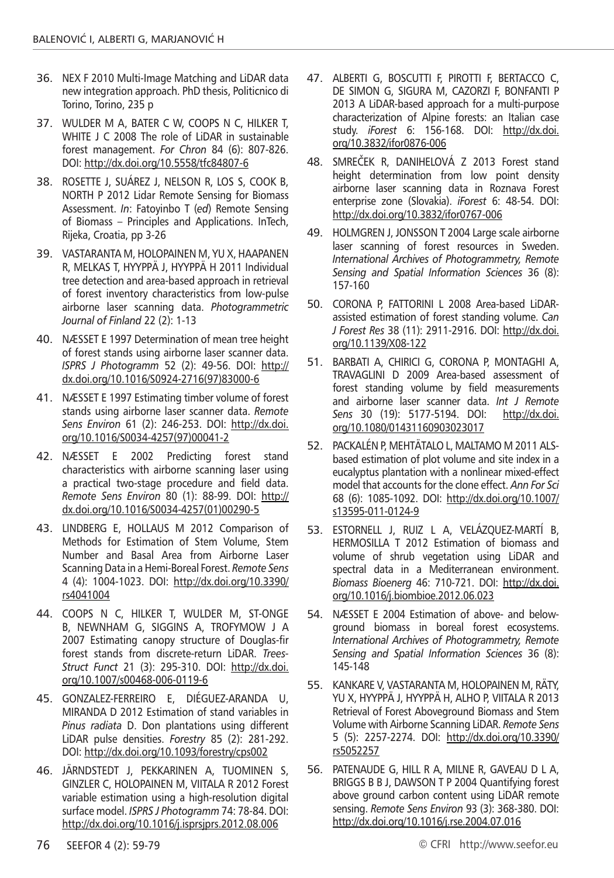36. NEX F 2010 Multi-Image Matching and LiDAR data new integration approach. PhD thesis, Politicnico di Torino, Torino, 235 p

37. WULDER M A, BATER C W, COOPS N C, HILKER T, WHITE J C 2008 The role of LiDAR in sustainable forest management. *For Chron* 84 (6): 807-826. DOI: http://dx.doi.org/10.5558/tfc84807-6

38. ROSETTE J, SUÁREZ J, NELSON R, LOS S, COOK B, NORTH P 2012 Lidar Remote Sensing for Biomass Assessment. *In*: Fatoyinbo T (*ed*) Remote Sensing of Biomass – Principles and Applications. InTech, Rijeka, Croatia, pp 3-26

39. VASTARANTA M, HOLOPAINEN M, YU X, HAAPANEN R, MELKAS T, HYYPPÄ J, HYYPPÄ H 2011 Individual tree detection and area-based approach in retrieval of forest inventory characteristics from low-pulse airborne laser scanning data. *Photogrammetric Journal of Finland* 22 (2): 1-13

40. NÆSSET E 1997 Determination of mean tree height of forest stands using airborne laser scanner data. *ISPRS J Photogramm* 52 (2): 49-56. DOI: http://dx.doi.org/10.1016/S0924-2716(97)83000-6

41. NÆSSET E 1997 Estimating timber volume of forest stands using airborne laser scanner data. *Remote Sens Environ* 61 (2): 246-253. DOI: http://dx.doi.org/10.1016/S0034-4257(97)00041-2

42. NÆSSET E 2002 Predicting forest stand characteristics with airborne scanning laser using a practical two-stage procedure and field data. *Remote Sens Environ* 80 (1): 88-99. DOI: http://dx.doi.org/10.1016/S0034-4257(01)00290-5

43. LINDBERG E, HOLLAUS M 2012 Comparison of Methods for Estimation of Stem Volume, Stem Number and Basal Area from Airborne Laser Scanning Data in a Hemi-Boreal Forest. *Remote Sens* 4 (4): 1004-1023. DOI: http://dx.doi.org/10.3390/rs4041004

44. COOPS N C, HILKER T, WULDER M, ST-ONGE B, NEWNHAM G, SIGGINS A, TROFYMOW J A 2007 Estimating canopy structure of Douglas-fir forest stands from discrete-return LiDAR. *Trees-Struct Funct* 21 (3): 295-310. DOI: http://dx.doi.org/10.1007/s00468-006-0119-6

45. GONZALEZ-FERREIRO E, DIÉGUEZ-ARANDA U, MIRANDA D 2012 Estimation of stand variables in *Pinus radiata* D. Don plantations using different LiDAR pulse densities. *Forestry* 85 (2): 281-292. DOI: http://dx.doi.org/10.1093/forestry/cps002

46. JÄRNDSTEDT J, PEKKARINEN A, TUOMINEN S, GINZLER C, HOLOPAINEN M, VIITALA R 2012 Forest variable estimation using a high-resolution digital surface model. *ISPRS J Photogramm* 74: 78-84. DOI: http://dx.doi.org/10.1016/j.isprsjprs.2012.08.006

47. ALBERTI G, BOSCUTTI F, PIROTTI F, BERTACCO C, DE SIMON G, SIGURA M, CAZORZI F, BONFANTI P 2013 A LiDAR-based approach for a multi-purpose characterization of Alpine forests: an Italian case study. *iForest* 6: 156-168. DOI: http://dx.doi.org/10.3832/ifor0876-006

48. SMREČEK R, DANIHELOVÁ Z 2013 Forest stand height determination from low point density airborne laser scanning data in Roznava Forest enterprise zone (Slovakia). *iForest* 6: 48-54. DOI: http://dx.doi.org/10.3832/ifor0767-006

49. HOLMGREN J, JONSSON T 2004 Large scale airborne laser scanning of forest resources in Sweden. *International Archives of Photogrammetry, Remote Sensing and Spatial Information Sciences* 36 (8): 157-160

50. CORONA P, FATTORINI L 2008 Area-based LiDAR-assisted estimation of forest standing volume. *Can J Forest Res* 38 (11): 2911-2916. DOI: http://dx.doi.org/10.1139/X08-122

51. BARBATI A, CHIRICI G, CORONA P, MONTAGHI A, TRAVAGLINI D 2009 Area-based assessment of forest standing volume by field measurements and airborne laser scanner data. *Int J Remote Sens* 30 (19): 5177-5194. DOI: http://dx.doi.org/10.1080/01431160903023017

52. PACKALÉN P, MEHTÄTALO L, MALTAMO M 2011 ALS-based estimation of plot volume and site index in a eucalyptus plantation with a nonlinear mixed-effect model that accounts for the clone effect. *Ann For Sci* 68 (6): 1085-1092. DOI: http://dx.doi.org/10.1007/s13595-011-0124-9

53. ESTORNELL J, RUIZ L A, VELÁZQUEZ-MARTÍ B, HERMOSILLA T 2012 Estimation of biomass and volume of shrub vegetation using LiDAR and spectral data in a Mediterranean environment. *Biomass Bioenerg* 46: 710-721. DOI: http://dx.doi.org/10.1016/j.biombioe.2012.06.023

54. NÆSSET E 2004 Estimation of above- and below-ground biomass in boreal forest ecosystems. *International Archives of Photogrammetry, Remote Sensing and Spatial Information Sciences* 36 (8): 145-148

55. KANKARE V, VASTARANTA M, HOLOPAINEN M, RÄTY, YU X, HYYPPÄ J, HYYPPÄ H, ALHO P, VIITALA R 2013 Retrieval of Forest Aboveground Biomass and Stem Volume with Airborne Scanning LiDAR. *Remote Sens* 5 (5): 2257-2274. DOI: http://dx.doi.org/10.3390/rs5052257

56. PATENAUDE G, HILL R A, MILNE R, GAVEAU D L A, BRIGGS B B J, DAWSON T P 2004 Quantifying forest above ground carbon content using LiDAR remote sensing. *Remote Sens Environ* 93 (3): 368-380. DOI: http://dx.doi.org/10.1016/j.rse.2004.07.016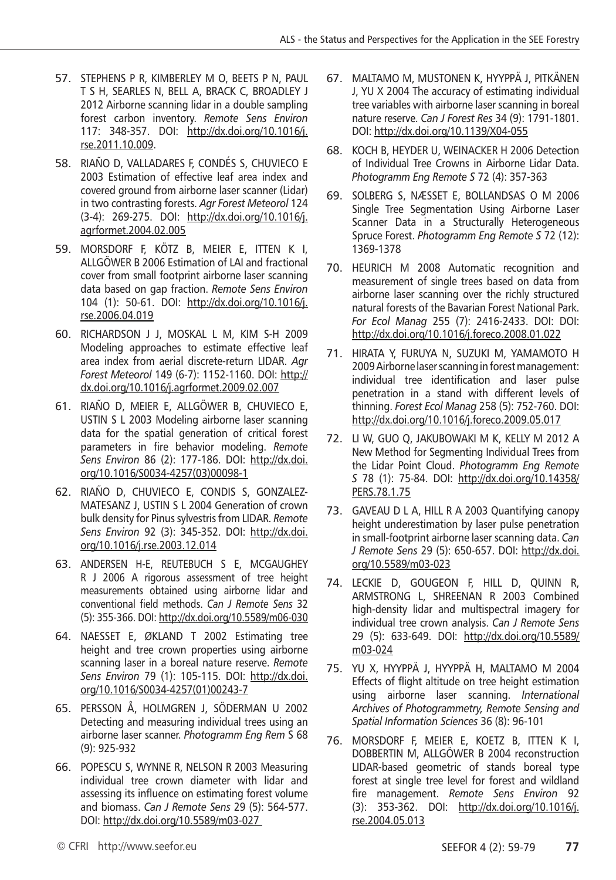57. STEPHENS P R, KIMBERLEY M O, BEETS P N, PAUL T S H, SEARLES N, BELL A, BRACK C, BROADLEY J 2012 Airborne scanning lidar in a double sampling forest carbon inventory. *Remote Sens Environ* 117: 348-357. DOI: http://dx.doi.org/10.1016/j.rse.2011.10.009.

58. RIAÑO D, VALLADARES F, CONDÉS S, CHUVIECO E 2003 Estimation of effective leaf area index and covered ground from airborne laser scanner (Lidar) in two contrasting forests. *Agr Forest Meteorol* 124 (3-4): 269-275. DOI: http://dx.doi.org/10.1016/j.agrformet.2004.02.005

59. MORSDORF F, KÖTZ B, MEIER E, ITTEN K I, ALLGÖWER B 2006 Estimation of LAI and fractional cover from small footprint airborne laser scanning data based on gap fraction. *Remote Sens Environ* 104 (1): 50-61. DOI: http://dx.doi.org/10.1016/j.rse.2006.04.019

60. RICHARDSON J J, MOSKAL L M, KIM S-H 2009 Modeling approaches to estimate effective leaf area index from aerial discrete-return LIDAR. *Agr Forest Meteorol* 149 (6-7): 1152-1160. DOI: http://dx.doi.org/10.1016/j.agrformet.2009.02.007

61. RIAÑO D, MEIER E, ALLGÖWER B, CHUVIECO E, USTIN S L 2003 Modeling airborne laser scanning data for the spatial generation of critical forest parameters in fire behavior modeling. *Remote Sens Environ* 86 (2): 177-186. DOI: http://dx.doi.org/10.1016/S0034-4257(03)00098-1

62. RIAÑO D, CHUVIECO E, CONDIS S, GONZALEZ-MATESANZ J, USTIN S L 2004 Generation of crown bulk density for Pinus sylvestris from LIDAR. *Remote Sens Environ* 92 (3): 345-352. DOI: http://dx.doi.org/10.1016/j.rse.2003.12.014

63. ANDERSEN H-E, REUTEBUCH S E, MCGAUGHEY R J 2006 A rigorous assessment of tree height measurements obtained using airborne lidar and conventional field methods. *Can J Remote Sens* 32 (5): 355-366. DOI: http://dx.doi.org/10.5589/m06-030

64. NAESSET E, ØKLAND T 2002 Estimating tree height and tree crown properties using airborne scanning laser in a boreal nature reserve. *Remote Sens Environ* 79 (1): 105-115. DOI: http://dx.doi.org/10.1016/S0034-4257(01)00243-7

65. PERSSON Å, HOLMGREN J, SÖDERMAN U 2002 Detecting and measuring individual trees using an airborne laser scanner. *Photogramm Eng Rem S* 68 (9): 925-932

66. POPESCU S, WYNNE R, NELSON R 2003 Measuring individual tree crown diameter with lidar and assessing its influence on estimating forest volume and biomass. *Can J Remote Sens* 29 (5): 564-577. DOI: http://dx.doi.org/10.5589/m03-027

67. MALTAMO M, MUSTONEN K, HYYPPÄ J, PITKÄNEN J, YU X 2004 The accuracy of estimating individual tree variables with airborne laser scanning in boreal nature reserve. *Can J Forest Res* 34 (9): 1791-1801. DOI: http://dx.doi.org/10.1139/X04-055

68. KOCH B, HEYDER U, WEINACKER H 2006 Detection of Individual Tree Crowns in Airborne Lidar Data. *Photogramm Eng Remote S* 72 (4): 357-363

69. SOLBERG S, NÆSSET E, BOLLANDSAS O M 2006 Single Tree Segmentation Using Airborne Laser Scanner Data in a Structurally Heterogeneous Spruce Forest. *Photogramm Eng Remote S* 72 (12): 1369-1378

70. HEURICH M 2008 Automatic recognition and measurement of single trees based on data from airborne laser scanning over the richly structured natural forests of the Bavarian Forest National Park. *For Ecol Manag* 255 (7): 2416-2433. DOI: DOI: http://dx.doi.org/10.1016/j.foreco.2008.01.022

71. HIRATA Y, FURUYA N, SUZUKI M, YAMAMOTO H 2009 Airborne laser scanning in forest management: individual tree identification and laser pulse penetration in a stand with different levels of thinning. *Forest Ecol Manag* 258 (5): 752-760. DOI: http://dx.doi.org/10.1016/j.foreco.2009.05.017

72. LI W, GUO Q, JAKUBOWAKI M K, KELLY M 2012 A New Method for Segmenting Individual Trees from the Lidar Point Cloud. *Photogramm Eng Remote S* 78 (1): 75-84. DOI: http://dx.doi.org/10.14358/PERS.78.1.75

73. GAVEAU D L A, HILL R A 2003 Quantifying canopy height underestimation by laser pulse penetration in small-footprint airborne laser scanning data. *Can J Remote Sens* 29 (5): 650-657. DOI: http://dx.doi.org/10.5589/m03-023

74. LECKIE D, GOUGEON F, HILL D, QUINN R, ARMSTRONG L, SHREENAN R 2003 Combined high-density lidar and multispectral imagery for individual tree crown analysis. *Can J Remote Sens* 29 (5): 633-649. DOI: http://dx.doi.org/10.5589/m03-024

75. YU X, HYYPPÄ J, HYYPPÄ H, MALTAMO M 2004 Effects of flight altitude on tree height estimation using airborne laser scanning. *International Archives of Photogrammetry, Remote Sensing and Spatial Information Sciences* 36 (8): 96-101

76. MORSDORF F, MEIER E, KOETZ B, ITTEN K I, DOBBERTIN M, ALLGÖWER B 2004 reconstruction LIDAR-based geometric of stands boreal type forest at single tree level for forest and wildland fire management. *Remote Sens Environ* 92 (3): 353-362. DOI: http://dx.doi.org/10.1016/j.rse.2004.05.013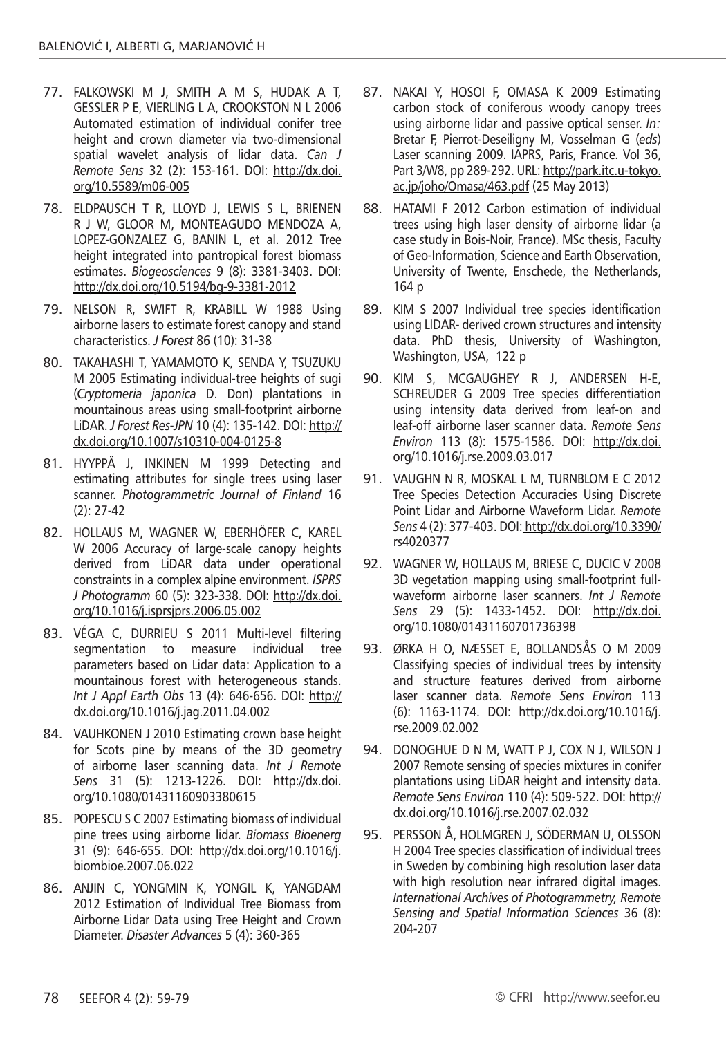77. FALKOWSKI M J, SMITH A M S, HUDAK A T, GESSLER P E, VIERLING L A, CROOKSTON N L 2006 Automated estimation of individual conifer tree height and crown diameter via two-dimensional spatial wavelet analysis of lidar data. *Can J Remote Sens* 32 (2): 153-161. DOI: http://dx.doi.org/10.5589/m06-005

78. ELDPAUSCH T R, LLOYD J, LEWIS S L, BRIENEN R J W, GLOOR M, MONTEAGUDO MENDOZA A, LOPEZ-GONZALEZ G, BANIN L, et al. 2012 Tree height integrated into pantropical forest biomass estimates. *Biogeosciences* 9 (8): 3381-3403. DOI: http://dx.doi.org/10.5194/bg-9-3381-2012

79. NELSON R, SWIFT R, KRABILL W 1988 Using airborne lasers to estimate forest canopy and stand characteristics. *J Forest* 86 (10): 31-38

80. TAKAHASHI T, YAMAMOTO K, SENDA Y, TSUZUKU M 2005 Estimating individual-tree heights of sugi (*Cryptomeria japonica* D. Don) plantations in mountainous areas using small-footprint airborne LiDAR. *J Forest Res-JPN* 10 (4): 135-142. DOI: http://dx.doi.org/10.1007/s10310-004-0125-8

81. HYYPPÄ J, INKINEN M 1999 Detecting and estimating attributes for single trees using laser scanner. *Photogrammetric Journal of Finland* 16 (2): 27-42

82. HOLLAUS M, WAGNER W, EBERHÖFER C, KAREL W 2006 Accuracy of large-scale canopy heights derived from LiDAR data under operational constraints in a complex alpine environment. *ISPRS J Photogramm* 60 (5): 323-338. DOI: http://dx.doi.org/10.1016/j.isprsjprs.2006.05.002

83. VÉGA C, DURRIEU S 2011 Multi-level filtering segmentation to measure individual tree parameters based on Lidar data: Application to a mountainous forest with heterogeneous stands. *Int J Appl Earth Obs* 13 (4): 646-656. DOI: http://dx.doi.org/10.1016/j.jag.2011.04.002

84. VAUHKONEN J 2010 Estimating crown base height for Scots pine by means of the 3D geometry of airborne laser scanning data. *Int J Remote Sens* 31 (5): 1213-1226. DOI: http://dx.doi.org/10.1080/01431160903380615

85. POPESCU S C 2007 Estimating biomass of individual pine trees using airborne lidar. *Biomass Bioenerg* 31 (9): 646-655. DOI: http://dx.doi.org/10.1016/j.biombioe.2007.06.022

86. ANJIN C, YONGMIN K, YONGIL K, YANGDAM 2012 Estimation of Individual Tree Biomass from Airborne Lidar Data using Tree Height and Crown Diameter. *Disaster Advances* 5 (4): 360-365

87. NAKAI Y, HOSOI F, OMASA K 2009 Estimating carbon stock of coniferous woody canopy trees using airborne lidar and passive optical senser. *In:* Bretar F, Pierrot-Deseilligny M, Vosselman G (*eds*) Laser scanning 2009. IAPRS, Paris, France. Vol 36, Part 3/W8, pp 289-292. URL: http://park.itc.u-tokyo.ac.jp/joho/Omasa/463.pdf (25 May 2013)

88. HATAMI F 2012 Carbon estimation of individual trees using high laser density of airborne lidar (a case study in Bois-Noir, France). MSc thesis, Faculty of Geo-Information, Science and Earth Observation, University of Twente, Enschede, the Netherlands, 164 p

89. KIM S 2007 Individual tree species identification using LIDAR- derived crown structures and intensity data. PhD thesis, University of Washington, Washington, USA, 122 p

90. KIM S, MCGAUGHEY R J, ANDERSEN H-E, SCHREUDER G 2009 Tree species differentiation using intensity data derived from leaf-on and leaf-off airborne laser scanner data. *Remote Sens Environ* 113 (8): 1575-1586. DOI: http://dx.doi.org/10.1016/j.rse.2009.03.017

91. VAUGHN N R, MOSKAL L M, TURNBLOM E C 2012 Tree Species Detection Accuracies Using Discrete Point Lidar and Airborne Waveform Lidar. *Remote Sens* 4 (2): 377-403. DOI: http://dx.doi.org/10.3390/rs4020377

92. WAGNER W, HOLLAUS M, BRIESE C, DUCIC V 2008 3D vegetation mapping using small-footprint full-waveform airborne laser scanners. *Int J Remote Sens* 29 (5): 1433-1452. DOI: http://dx.doi.org/10.1080/01431160701736398

93. ØRKA H O, NÆSSET E, BOLLANDSÅS O M 2009 Classifying species of individual trees by intensity and structure features derived from airborne laser scanner data. *Remote Sens Environ* 113 (6): 1163-1174. DOI: http://dx.doi.org/10.1016/j.rse.2009.02.002

94. DONOGHUE D N M, WATT P J, COX N J, WILSON J 2007 Remote sensing of species mixtures in conifer plantations using LiDAR height and intensity data. *Remote Sens Environ* 110 (4): 509-522. DOI: http://dx.doi.org/10.1016/j.rse.2007.02.032

95. PERSSON Å, HOLMGREN J, SÖDERMAN U, OLSSON H 2004 Tree species classification of individual trees in Sweden by combining high resolution laser data with high resolution near infrared digital images. *International Archives of Photogrammetry, Remote Sensing and Spatial Information Sciences* 36 (8): 204-207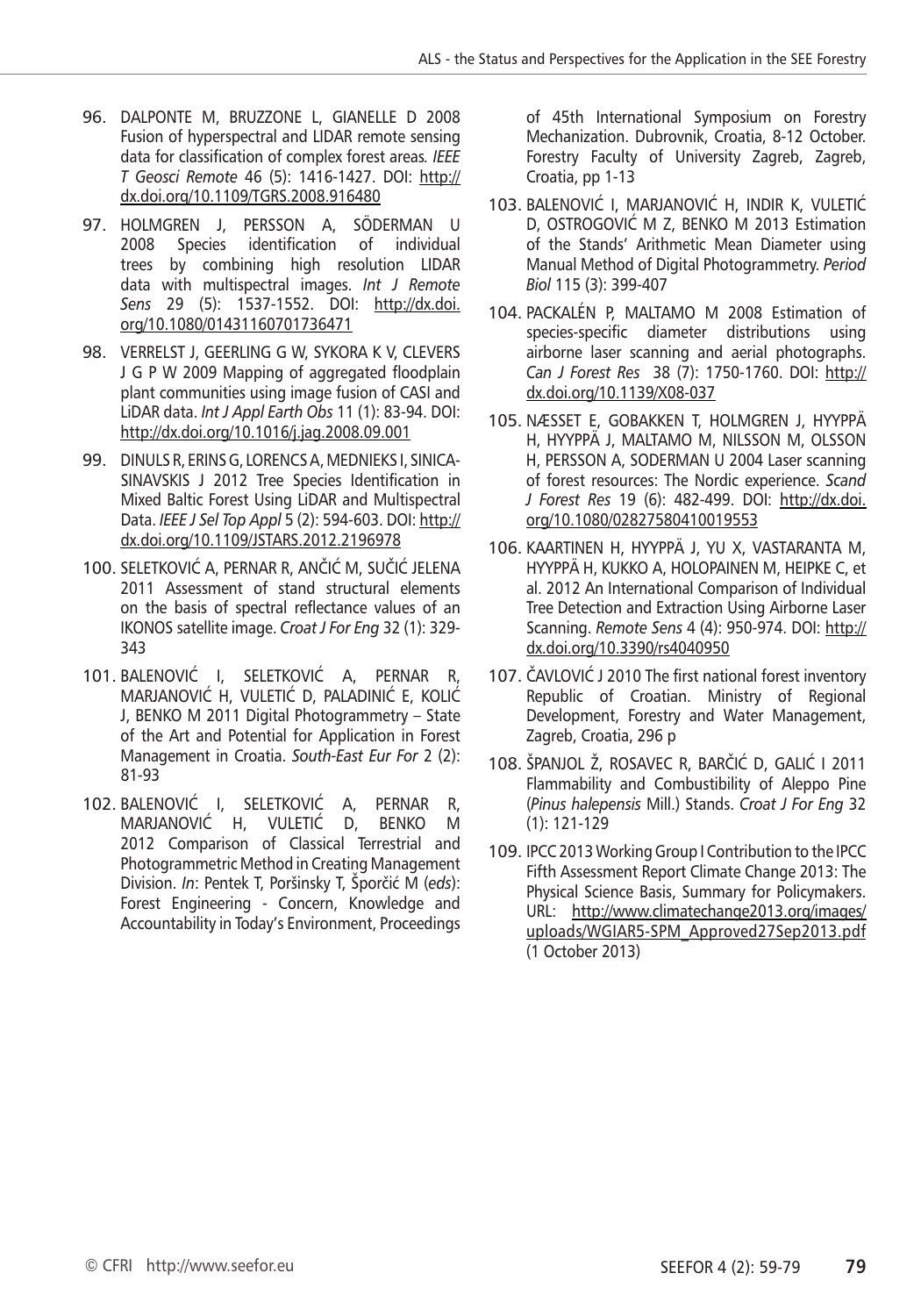96. DALPONTE M, BRUZZONE L, GIANELLE D 2008 Fusion of hyperspectral and LIDAR remote sensing data for classification of complex forest areas. *IEEE T Geosci Remote* 46 (5): 1416-1427. DOI: http://dx.doi.org/10.1109/TGRS.2008.916480

97. HOLMGREN J, PERSSON A, SÖDERMAN U 2008 Species identification of individual trees by combining high resolution LIDAR data with multispectral images. *Int J Remote Sens* 29 (5): 1537-1552. DOI: http://dx.doi.org/10.1080/01431160701736471

98. VERRELST J, GEERLING G W, SYKORA K V, CLEVERS J G P W 2009 Mapping of aggregated floodplain plant communities using image fusion of CASI and LiDAR data. *Int J Appl Earth Obs* 11 (1): 83-94. DOI: http://dx.doi.org/10.1016/j.jag.2008.09.001

99. DINULS R, ERINS G, LORENCS A, MEDNIEKS I, SINICA-SINAVSKIS J 2012 Tree Species Identification in Mixed Baltic Forest Using LiDAR and Multispectral Data. *IEEE J Sel Top Appl* 5 (2): 594-603. DOI: http://dx.doi.org/10.1109/JSTARS.2012.2196978

100. SELETKOVIĆ A, PERNAR R, ANČIĆ M, SUČIĆ JELENA 2011 Assessment of stand structural elements on the basis of spectral reflectance values of an IKONOS satellite image. *Croat J For Eng* 32 (1): 329-343

101. BALENOVIĆ I, SELETKOVIĆ A, PERNAR R, MARJANOVIĆ H, VULETIĆ D, PALADINIĆ E, KOLIĆ J, BENKO M 2011 Digital Photogrammetry – State of the Art and Potential for Application in Forest Management in Croatia. *South-East Eur For* 2 (2): 81-93

102. BALENOVIĆ I, SELETKOVIĆ A, PERNAR R, MARJANOVIĆ H, VULETIĆ D, BENKO M 2012 Comparison of Classical Terrestrial and Photogrammetric Method in Creating Management Division. *In*: Pentek T, Poršinsky T, Šporčić M (*eds*): Forest Engineering - Concern, Knowledge and Accountability in Today's Environment, Proceedings of 45th International Symposium on Forestry Mechanization. Dubrovnik, Croatia, 8-12 October. Forestry Faculty of University Zagreb, Zagreb, Croatia, pp 1-13

103. BALENOVIĆ I, MARJANOVIĆ H, INDIR K, VULETIĆ D, OSTROGOVIĆ M Z, BENKO M 2013 Estimation of the Stands' Arithmetic Mean Diameter using Manual Method of Digital Photogrammetry. *Period Biol* 115 (3): 399-407

104. PACKALÉN P, MALTAMO M 2008 Estimation of species-specific diameter distributions using airborne laser scanning and aerial photographs. *Can J Forest Res* 38 (7): 1750-1760. DOI: http://dx.doi.org/10.1139/X08-037

105. NÆSSET E, GOBAKKEN T, HOLMGREN J, HYYPPÄ H, HYYPPÄ J, MALTAMO M, NILSSON M, OLSSON H, PERSSON A, SODERMAN U 2004 Laser scanning of forest resources: The Nordic experience. *Scand J Forest Res* 19 (6): 482-499. DOI: http://dx.doi.org/10.1080/02827580410019553

106. KAARTINEN H, HYYPPÄ J, YU X, VASTARANTA M, HYYPPÄ H, KUKKO A, HOLOPAINEN M, HEIPKE C, et al. 2012 An International Comparison of Individual Tree Detection and Extraction Using Airborne Laser Scanning. *Remote Sens* 4 (4): 950-974. DOI: http://dx.doi.org/10.3390/rs4040950

107. ČAVLOVIĆ J 2010 The first national forest inventory Republic of Croatian. Ministry of Regional Development, Forestry and Water Management, Zagreb, Croatia, 296 p

108. ŠPANJOL Ž, ROSAVEC R, BARČIĆ D, GALIĆ I 2011 Flammability and Combustibility of Aleppo Pine (*Pinus halepensis* Mill.) Stands. *Croat J For Eng* 32 (1): 121-129

109. IPCC 2013 Working Group I Contribution to the IPCC Fifth Assessment Report Climate Change 2013: The Physical Science Basis, Summary for Policymakers. URL: http://www.climatechange2013.org/images/uploads/WGIAR5-SPM_Approved27Sep2013.pdf (1 October 2013)